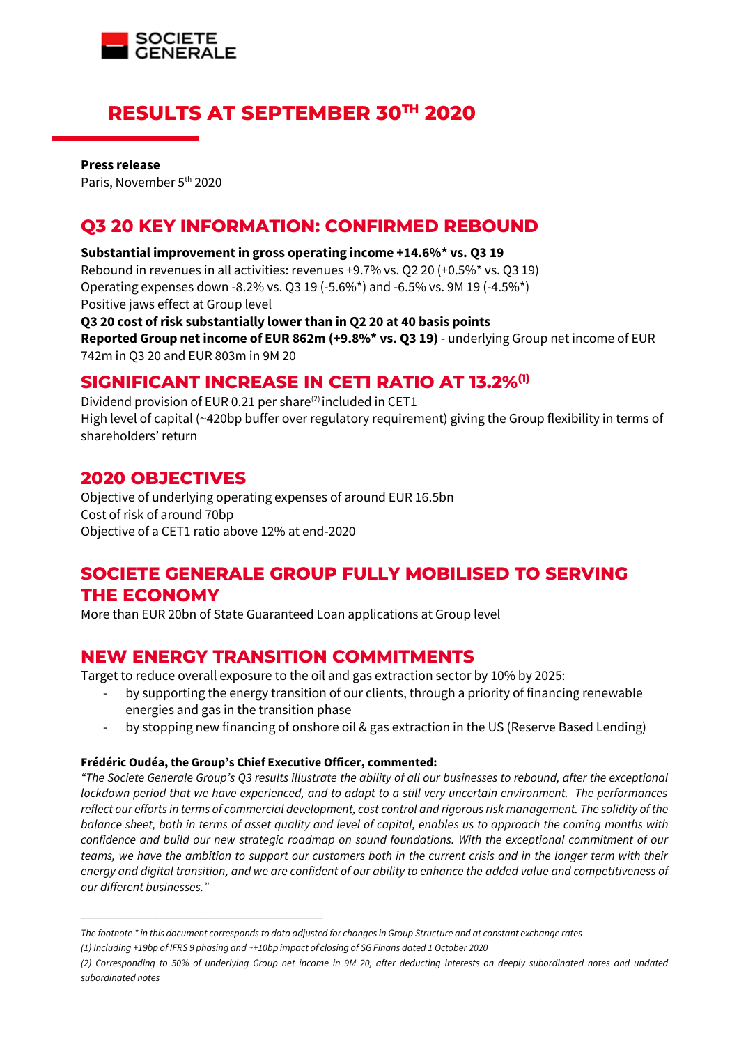# RESULTS AT SEPTEMBER 30TH 2020

**Press release**
Paris, November 5th 2020

## Q3 20 KEY INFORMATION: CONFIRMED REBOUND

**Substantial improvement in gross operating income +14.6%* vs. Q3 19**
Rebound in revenues in all activities: revenues +9.7% vs. Q2 20 (+0.5%* vs. Q3 19)
Operating expenses down -8.2% vs. Q3 19 (-5.6%*) and -6.5% vs. 9M 19 (-4.5%*)
Positive jaws effect at Group level
**Q3 20 cost of risk substantially lower than in Q2 20 at 40 basis points**
**Reported Group net income of EUR 862m (+9.8%* vs. Q3 19)** - underlying Group net income of EUR 742m in Q3 20 and EUR 803m in 9M 20

## SIGNIFICANT INCREASE IN CET1 RATIO AT 13.2%(1)

Dividend provision of EUR 0.21 per share(2) included in CET1
High level of capital (~420bp buffer over regulatory requirement) giving the Group flexibility in terms of shareholders' return

## 2020 OBJECTIVES

Objective of underlying operating expenses of around EUR 16.5bn
Cost of risk of around 70bp
Objective of a CET1 ratio above 12% at end-2020

## SOCIETE GENERALE GROUP FULLY MOBILISED TO SERVING THE ECONOMY

More than EUR 20bn of State Guaranteed Loan applications at Group level

## NEW ENERGY TRANSITION COMMITMENTS

Target to reduce overall exposure to the oil and gas extraction sector by 10% by 2025:

- by supporting the energy transition of our clients, through a priority of financing renewable energies and gas in the transition phase
- by stopping new financing of onshore oil & gas extraction in the US (Reserve Based Lending)

**Frédéric Oudéa, the Group's Chief Executive Officer, commented:**

*"The Societe Generale Group's Q3 results illustrate the ability of all our businesses to rebound, after the exceptional lockdown period that we have experienced, and to adapt to a still very uncertain environment. The performances reflect our efforts in terms of commercial development, cost control and rigorous risk management. The solidity of the balance sheet, both in terms of asset quality and level of capital, enables us to approach the coming months with confidence and build our new strategic roadmap on sound foundations. With the exceptional commitment of our teams, we have the ambition to support our customers both in the current crisis and in the longer term with their energy and digital transition, and we are confident of our ability to enhance the added value and competitiveness of our different businesses."*

---

*The footnote * in this document corresponds to data adjusted for changes in Group Structure and at constant exchange rates*

*(1) Including +19bp of IFRS 9 phasing and ~+10bp impact of closing of SG Finans dated 1 October 2020*

*(2) Corresponding to 50% of underlying Group net income in 9M 20, after deducting interests on deeply subordinated notes and undated subordinated notes*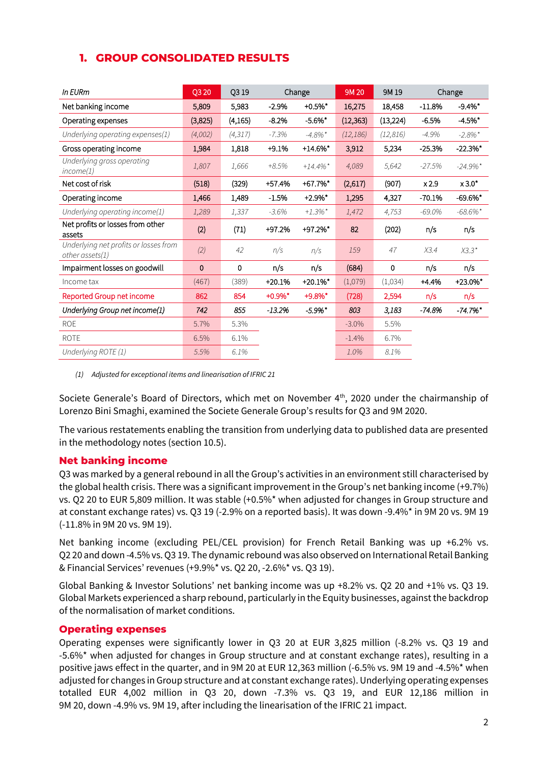## 1. GROUP CONSOLIDATED RESULTS

| In EURm | Q3 20 | Q3 19 | Change | | 9M 20 | 9M 19 | Change | |
|---|---|---|---|---|---|---|---|---|
| Net banking income | 5,809 | 5,983 | -2.9% | +0.5%* | 16,275 | 18,458 | -11.8% | -9.4%* |
| Operating expenses | (3,825) | (4,165) | -8.2% | -5.6%* | (12,363) | (13,224) | -6.5% | -4.5%* |
| *Underlying operating expenses(1)* | *(4,002)* | *(4,317)* | *-7.3%* | *-4.8%** | *(12,186)* | *(12,816)* | *-4.9%* | *-2.8%** |
| Gross operating income | 1,984 | 1,818 | +9.1% | +14.6%* | 3,912 | 5,234 | -25.3% | -22.3%* |
| *Underlying gross operating income(1)* | *1,807* | *1,666* | *+8.5%* | *+14.4%** | *4,089* | *5,642* | *-27.5%* | *-24.9%** |
| Net cost of risk | (518) | (329) | +57.4% | +67.7%* | (2,617) | (907) | x 2.9 | x 3.0* |
| Operating income | 1,466 | 1,489 | -1.5% | +2.9%* | 1,295 | 4,327 | -70.1% | -69.6%* |
| *Underlying operating income(1)* | *1,289* | *1,337* | *-3.6%* | *+1.3%** | *1,472* | *4,753* | *-69.0%* | *-68.6%** |
| Net profits or losses from other assets | (2) | (71) | +97.2% | +97.2%* | 82 | (202) | n/s | n/s |
| *Underlying net profits or losses from other assets(1)* | *(2)* | *42* | *n/s* | *n/s* | *159* | *47* | *X3.4* | *X3.3** |
| Impairment losses on goodwill | 0 | 0 | n/s | n/s | (684) | 0 | n/s | n/s |
| Income tax | (467) | (389) | +20.1% | +20.1%* | (1,079) | (1,034) | +4.4% | +23.0%* |
| Reported Group net income | 862 | 854 | +0.9%* | +9.8%* | (728) | 2,594 | n/s | n/s |
| *Underlying Group net income(1)* | *742* | *855* | *-13.2%* | *-5.9%** | *803* | *3,183* | *-74.8%* | *-74.7%** |
| ROE | 5.7% | 5.3% | | | -3.0% | 5.5% | | |
| ROTE | 6.5% | 6.1% | | | -1.4% | 6.7% | | |
| *Underlying ROTE (1)* | *5.5%* | *6.1%* | | | *1.0%* | *8.1%* | | |

*(1) Adjusted for exceptional items and linearisation of IFRIC 21*

Societe Generale's Board of Directors, which met on November 4th, 2020 under the chairmanship of Lorenzo Bini Smaghi, examined the Societe Generale Group's results for Q3 and 9M 2020.

The various restatements enabling the transition from underlying data to published data are presented in the methodology notes (section 10.5).

### Net banking income

Q3 was marked by a general rebound in all the Group's activities in an environment still characterised by the global health crisis. There was a significant improvement in the Group's net banking income (+9.7%) vs. Q2 20 to EUR 5,809 million. It was stable (+0.5%* when adjusted for changes in Group structure and at constant exchange rates) vs. Q3 19 (-2.9% on a reported basis). It was down -9.4%* in 9M 20 vs. 9M 19 (-11.8% in 9M 20 vs. 9M 19).

Net banking income (excluding PEL/CEL provision) for French Retail Banking was up +6.2% vs. Q2 20 and down -4.5% vs. Q3 19. The dynamic rebound was also observed on International Retail Banking & Financial Services' revenues (+9.9%* vs. Q2 20, -2.6%* vs. Q3 19).

Global Banking & Investor Solutions' net banking income was up +8.2% vs. Q2 20 and +1% vs. Q3 19. Global Markets experienced a sharp rebound, particularly in the Equity businesses, against the backdrop of the normalisation of market conditions.

### Operating expenses

Operating expenses were significantly lower in Q3 20 at EUR 3,825 million (-8.2% vs. Q3 19 and -5.6%* when adjusted for changes in Group structure and at constant exchange rates), resulting in a positive jaws effect in the quarter, and in 9M 20 at EUR 12,363 million (-6.5% vs. 9M 19 and -4.5%* when adjusted for changes in Group structure and at constant exchange rates). Underlying operating expenses totalled EUR 4,002 million in Q3 20, down -7.3% vs. Q3 19, and EUR 12,186 million in 9M 20, down -4.9% vs. 9M 19, after including the linearisation of the IFRIC 21 impact.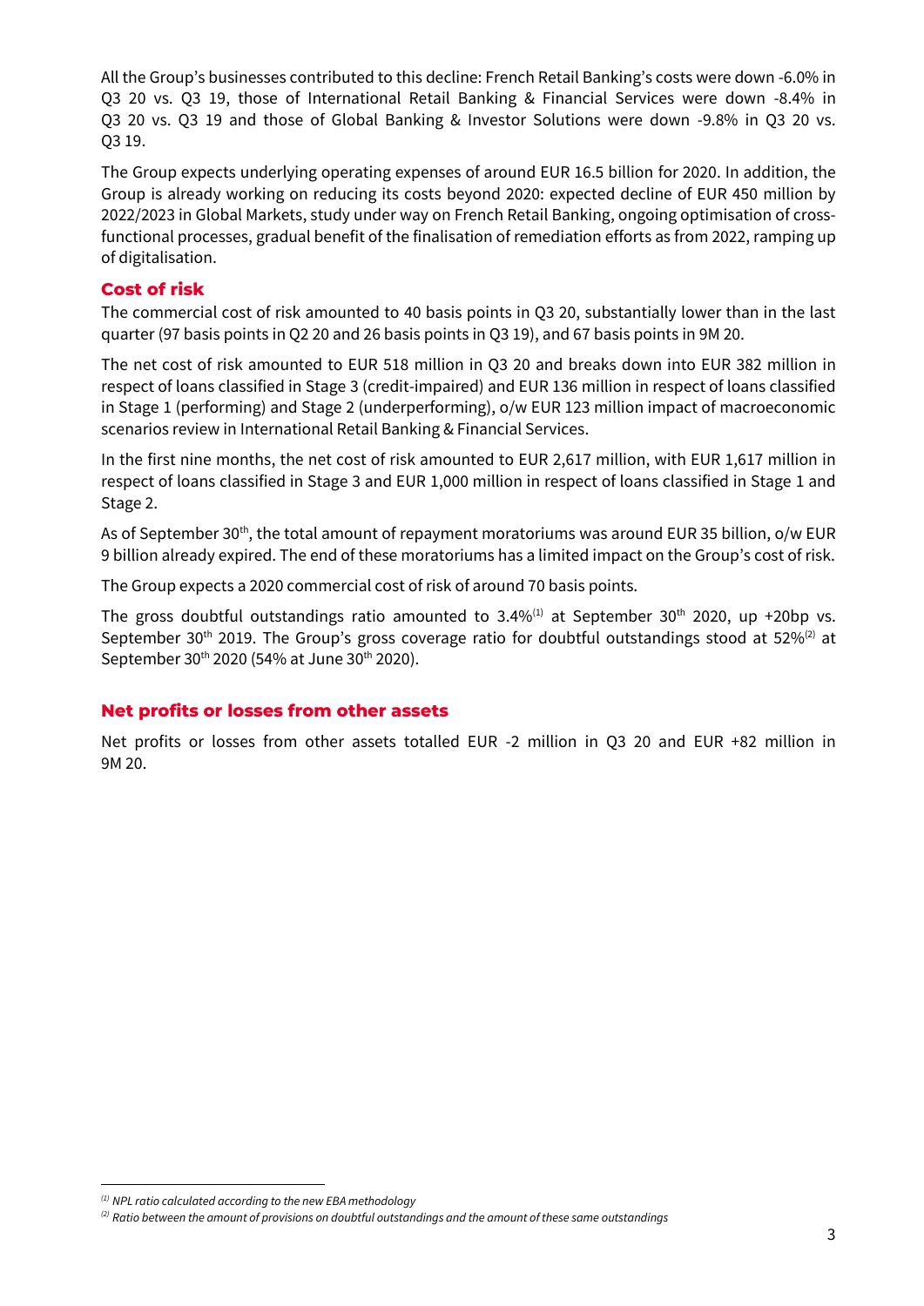All the Group's businesses contributed to this decline: French Retail Banking's costs were down -6.0% in Q3 20 vs. Q3 19, those of International Retail Banking & Financial Services were down -8.4% in Q3 20 vs. Q3 19 and those of Global Banking & Investor Solutions were down -9.8% in Q3 20 vs. Q3 19.

The Group expects underlying operating expenses of around EUR 16.5 billion for 2020. In addition, the Group is already working on reducing its costs beyond 2020: expected decline of EUR 450 million by 2022/2023 in Global Markets, study under way on French Retail Banking, ongoing optimisation of cross-functional processes, gradual benefit of the finalisation of remediation efforts as from 2022, ramping up of digitalisation.

## Cost of risk

The commercial cost of risk amounted to 40 basis points in Q3 20, substantially lower than in the last quarter (97 basis points in Q2 20 and 26 basis points in Q3 19), and 67 basis points in 9M 20.

The net cost of risk amounted to EUR 518 million in Q3 20 and breaks down into EUR 382 million in respect of loans classified in Stage 3 (credit-impaired) and EUR 136 million in respect of loans classified in Stage 1 (performing) and Stage 2 (underperforming), o/w EUR 123 million impact of macroeconomic scenarios review in International Retail Banking & Financial Services.

In the first nine months, the net cost of risk amounted to EUR 2,617 million, with EUR 1,617 million in respect of loans classified in Stage 3 and EUR 1,000 million in respect of loans classified in Stage 1 and Stage 2.

As of September 30th, the total amount of repayment moratoriums was around EUR 35 billion, o/w EUR 9 billion already expired. The end of these moratoriums has a limited impact on the Group's cost of risk.

The Group expects a 2020 commercial cost of risk of around 70 basis points.

The gross doubtful outstandings ratio amounted to 3.4%[1] at September 30th 2020, up +20bp vs. September 30th 2019. The Group's gross coverage ratio for doubtful outstandings stood at 52%[2] at September 30th 2020 (54% at June 30th 2020).

## Net profits or losses from other assets

Net profits or losses from other assets totalled EUR -2 million in Q3 20 and EUR +82 million in 9M 20.

---

*[1] NPL ratio calculated according to the new EBA methodology*

*[2] Ratio between the amount of provisions on doubtful outstandings and the amount of these same outstandings*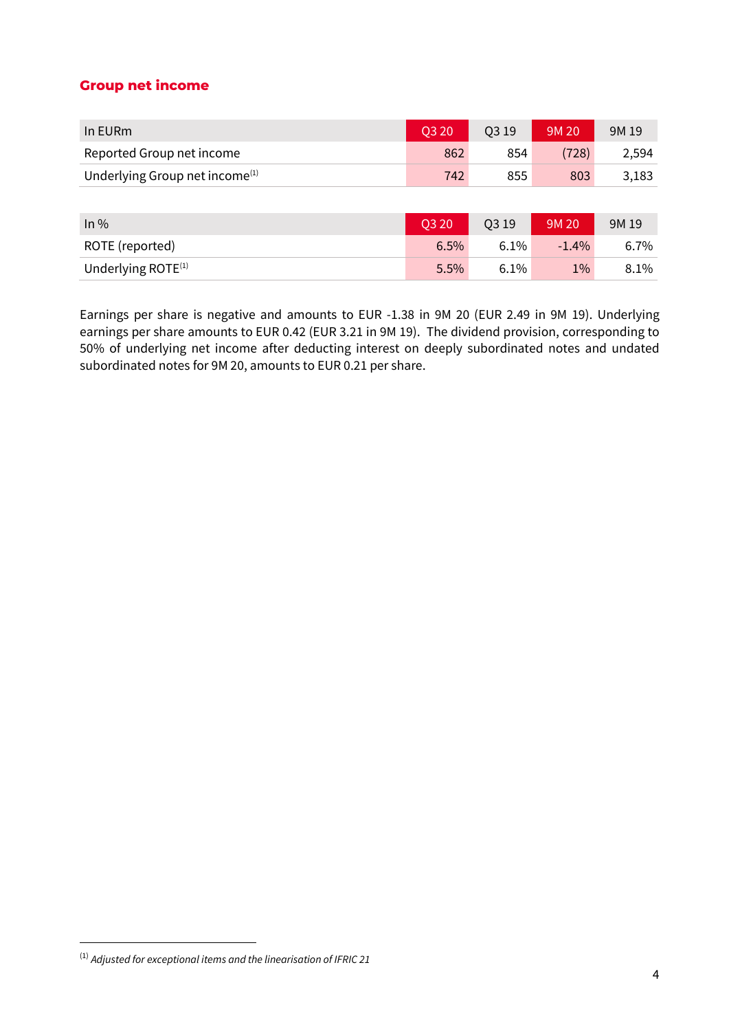## Group net income

| In EURm | Q3 20 | Q3 19 | 9M 20 | 9M 19 |
|---|---|---|---|---|
| Reported Group net income | 862 | 854 | (728) | 2,594 |
| Underlying Group net income[(1)] | 742 | 855 | 803 | 3,183 |

| In % | Q3 20 | Q3 19 | 9M 20 | 9M 19 |
|---|---|---|---|---|
| ROTE (reported) | 6.5% | 6.1% | -1.4% | 6.7% |
| Underlying ROTE[(1)] | 5.5% | 6.1% | 1% | 8.1% |

Earnings per share is negative and amounts to EUR -1.38 in 9M 20 (EUR 2.49 in 9M 19). Underlying earnings per share amounts to EUR 0.42 (EUR 3.21 in 9M 19). The dividend provision, corresponding to 50% of underlying net income after deducting interest on deeply subordinated notes and undated subordinated notes for 9M 20, amounts to EUR 0.21 per share.

[(1)] *Adjusted for exceptional items and the linearisation of IFRIC 21*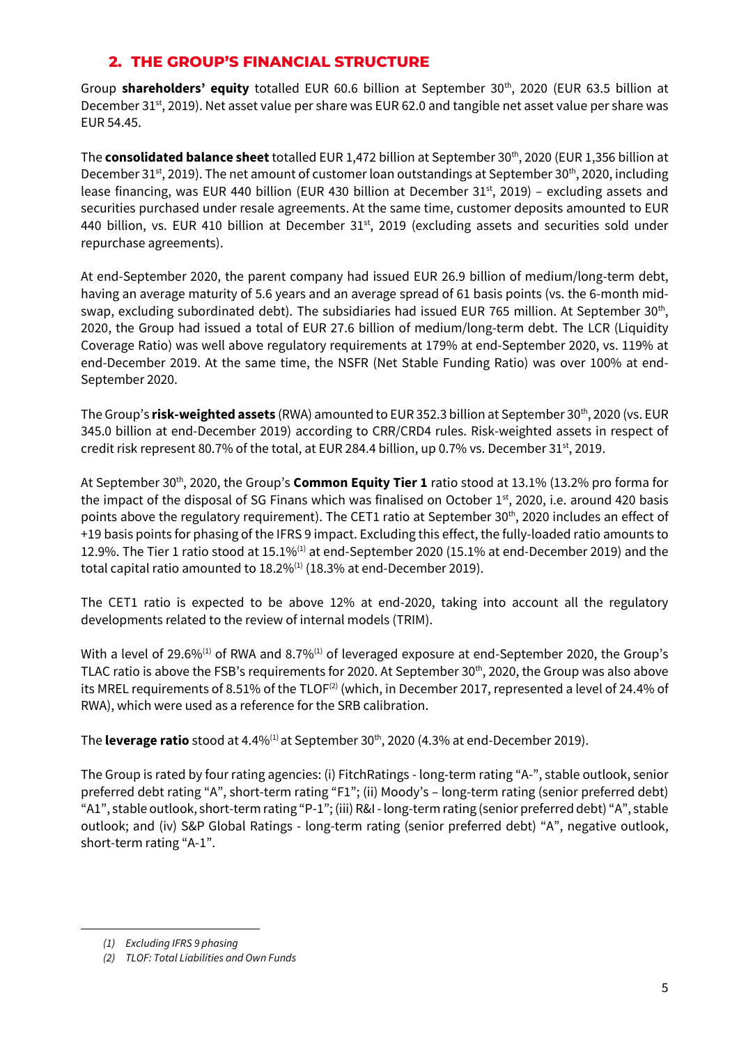## 2. THE GROUP'S FINANCIAL STRUCTURE

Group **shareholders' equity** totalled EUR 60.6 billion at September 30th, 2020 (EUR 63.5 billion at December 31st, 2019). Net asset value per share was EUR 62.0 and tangible net asset value per share was EUR 54.45.

The **consolidated balance sheet** totalled EUR 1,472 billion at September 30th, 2020 (EUR 1,356 billion at December 31st, 2019). The net amount of customer loan outstandings at September 30th, 2020, including lease financing, was EUR 440 billion (EUR 430 billion at December 31st, 2019) – excluding assets and securities purchased under resale agreements. At the same time, customer deposits amounted to EUR 440 billion, vs. EUR 410 billion at December 31st, 2019 (excluding assets and securities sold under repurchase agreements).

At end-September 2020, the parent company had issued EUR 26.9 billion of medium/long-term debt, having an average maturity of 5.6 years and an average spread of 61 basis points (vs. the 6-month mid-swap, excluding subordinated debt). The subsidiaries had issued EUR 765 million. At September 30th, 2020, the Group had issued a total of EUR 27.6 billion of medium/long-term debt. The LCR (Liquidity Coverage Ratio) was well above regulatory requirements at 179% at end-September 2020, vs. 119% at end-December 2019. At the same time, the NSFR (Net Stable Funding Ratio) was over 100% at end-September 2020.

The Group's **risk-weighted assets** (RWA) amounted to EUR 352.3 billion at September 30th, 2020 (vs. EUR 345.0 billion at end-December 2019) according to CRR/CRD4 rules. Risk-weighted assets in respect of credit risk represent 80.7% of the total, at EUR 284.4 billion, up 0.7% vs. December 31st, 2019.

At September 30th, 2020, the Group's **Common Equity Tier 1** ratio stood at 13.1% (13.2% pro forma for the impact of the disposal of SG Finans which was finalised on October 1st, 2020, i.e. around 420 basis points above the regulatory requirement). The CET1 ratio at September 30th, 2020 includes an effect of +19 basis points for phasing of the IFRS 9 impact. Excluding this effect, the fully-loaded ratio amounts to 12.9%. The Tier 1 ratio stood at 15.1%[1] at end-September 2020 (15.1% at end-December 2019) and the total capital ratio amounted to 18.2%[1] (18.3% at end-December 2019).

The CET1 ratio is expected to be above 12% at end-2020, taking into account all the regulatory developments related to the review of internal models (TRIM).

With a level of 29.6%[1] of RWA and 8.7%[1] of leveraged exposure at end-September 2020, the Group's TLAC ratio is above the FSB's requirements for 2020. At September 30th, 2020, the Group was also above its MREL requirements of 8.51% of the TLOF[2] (which, in December 2017, represented a level of 24.4% of RWA), which were used as a reference for the SRB calibration.

The **leverage ratio** stood at 4.4%[1] at September 30th, 2020 (4.3% at end-December 2019).

The Group is rated by four rating agencies: (i) FitchRatings - long-term rating "A-", stable outlook, senior preferred debt rating "A", short-term rating "F1"; (ii) Moody's – long-term rating (senior preferred debt) "A1", stable outlook, short-term rating "P-1"; (iii) R&I - long-term rating (senior preferred debt) "A", stable outlook; and (iv) S&P Global Ratings - long-term rating (senior preferred debt) "A", negative outlook, short-term rating "A-1".

---

*(1) Excluding IFRS 9 phasing*

*(2) TLOF: Total Liabilities and Own Funds*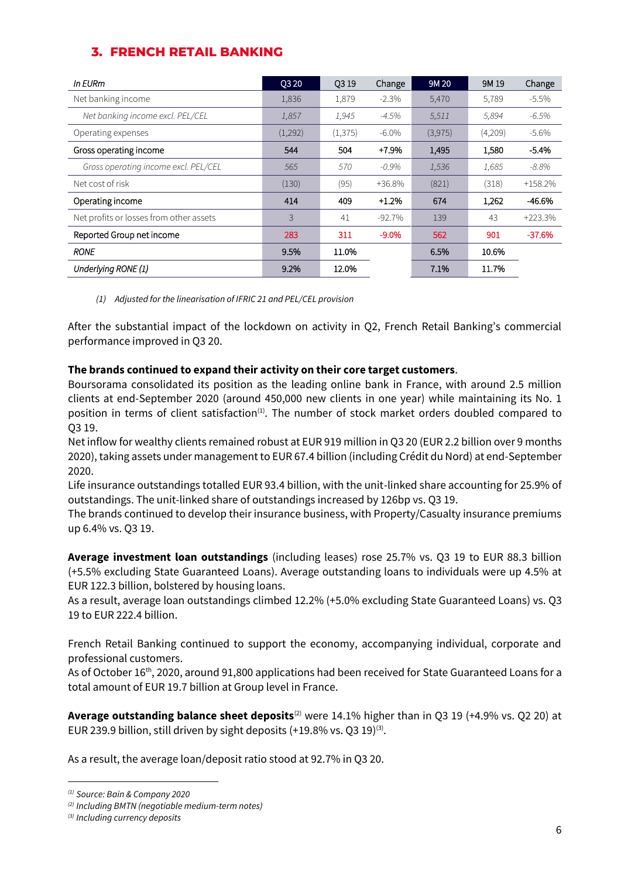## 3. FRENCH RETAIL BANKING

| *In EURm* | Q3 20 | Q3 19 | Change | 9M 20 | 9M 19 | Change |
|---|---|---|---|---|---|---|
| Net banking income | 1,836 | 1,879 | -2.3% | 5,470 | 5,789 | -5.5% |
| *Net banking income excl. PEL/CEL* | *1,857* | *1,945* | *-4.5%* | *5,511* | *5,894* | *-6.5%* |
| Operating expenses | (1,292) | (1,375) | -6.0% | (3,975) | (4,209) | -5.6% |
| Gross operating income | 544 | 504 | +7.9% | 1,495 | 1,580 | -5.4% |
| *Gross operating income excl. PEL/CEL* | *565* | *570* | *-0.9%* | *1,536* | *1,685* | *-8.8%* |
| Net cost of risk | (130) | (95) | +36.8% | (821) | (318) | +158.2% |
| Operating income | 414 | 409 | +1.2% | 674 | 1,262 | -46.6% |
| Net profits or losses from other assets | 3 | 41 | -92.7% | 139 | 43 | +223.3% |
| Reported Group net income | 283 | 311 | -9.0% | 562 | 901 | -37.6% |
| *RONE* | 9.5% | 11.0% | | 6.5% | 10.6% | |
| *Underlying RONE (1)* | 9.2% | 12.0% | | 7.1% | 11.7% | |

*(1) Adjusted for the linearisation of IFRIC 21 and PEL/CEL provision*

After the substantial impact of the lockdown on activity in Q2, French Retail Banking's commercial performance improved in Q3 20.

**The brands continued to expand their activity on their core target customers**.

Boursorama consolidated its position as the leading online bank in France, with around 2.5 million clients at end-September 2020 (around 450,000 new clients in one year) while maintaining its No. 1 position in terms of client satisfaction[1]. The number of stock market orders doubled compared to Q3 19.

Net inflow for wealthy clients remained robust at EUR 919 million in Q3 20 (EUR 2.2 billion over 9 months 2020), taking assets under management to EUR 67.4 billion (including Crédit du Nord) at end-September 2020.

Life insurance outstandings totalled EUR 93.4 billion, with the unit-linked share accounting for 25.9% of outstandings. The unit-linked share of outstandings increased by 126bp vs. Q3 19.

The brands continued to develop their insurance business, with Property/Casualty insurance premiums up 6.4% vs. Q3 19.

**Average investment loan outstandings** (including leases) rose 25.7% vs. Q3 19 to EUR 88.3 billion (+5.5% excluding State Guaranteed Loans). Average outstanding loans to individuals were up 4.5% at EUR 122.3 billion, bolstered by housing loans.

As a result, average loan outstandings climbed 12.2% (+5.0% excluding State Guaranteed Loans) vs. Q3 19 to EUR 222.4 billion.

French Retail Banking continued to support the economy, accompanying individual, corporate and professional customers.

As of October 16th, 2020, around 91,800 applications had been received for State Guaranteed Loans for a total amount of EUR 19.7 billion at Group level in France.

**Average outstanding balance sheet deposits**[2] were 14.1% higher than in Q3 19 (+4.9% vs. Q2 20) at EUR 239.9 billion, still driven by sight deposits (+19.8% vs. Q3 19)[3].

As a result, the average loan/deposit ratio stood at 92.7% in Q3 20.

---

[1] *Source: Bain & Company 2020*

[2] *Including BMTN (negotiable medium-term notes)*

[3] *Including currency deposits*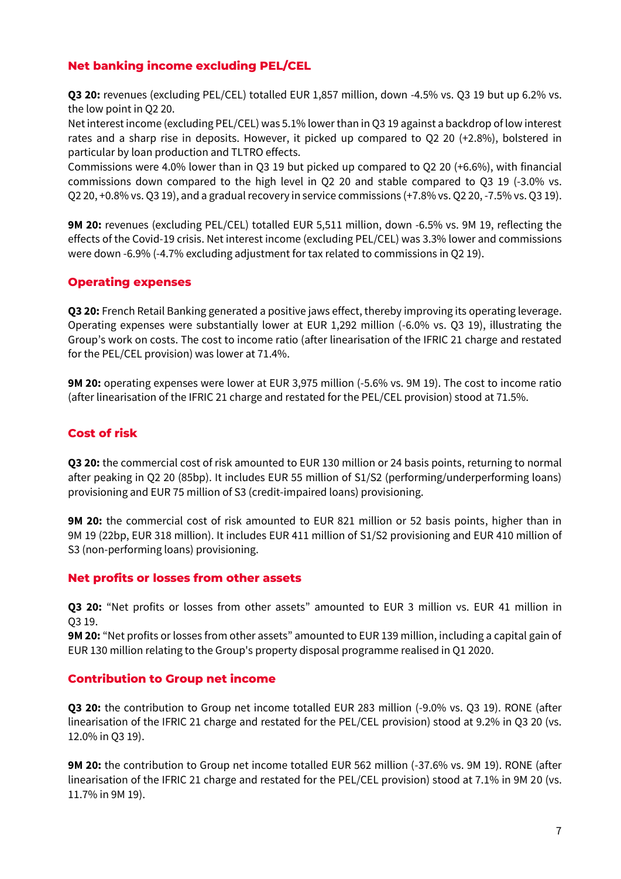## Net banking income excluding PEL/CEL

**Q3 20:** revenues (excluding PEL/CEL) totalled EUR 1,857 million, down -4.5% vs. Q3 19 but up 6.2% vs. the low point in Q2 20.
Net interest income (excluding PEL/CEL) was 5.1% lower than in Q3 19 against a backdrop of low interest rates and a sharp rise in deposits. However, it picked up compared to Q2 20 (+2.8%), bolstered in particular by loan production and TLTRO effects.
Commissions were 4.0% lower than in Q3 19 but picked up compared to Q2 20 (+6.6%), with financial commissions down compared to the high level in Q2 20 and stable compared to Q3 19 (-3.0% vs. Q2 20, +0.8% vs. Q3 19), and a gradual recovery in service commissions (+7.8% vs. Q2 20, -7.5% vs. Q3 19).

**9M 20:** revenues (excluding PEL/CEL) totalled EUR 5,511 million, down -6.5% vs. 9M 19, reflecting the effects of the Covid-19 crisis. Net interest income (excluding PEL/CEL) was 3.3% lower and commissions were down -6.9% (-4.7% excluding adjustment for tax related to commissions in Q2 19).

## Operating expenses

**Q3 20:** French Retail Banking generated a positive jaws effect, thereby improving its operating leverage. Operating expenses were substantially lower at EUR 1,292 million (-6.0% vs. Q3 19), illustrating the Group's work on costs. The cost to income ratio (after linearisation of the IFRIC 21 charge and restated for the PEL/CEL provision) was lower at 71.4%.

**9M 20:** operating expenses were lower at EUR 3,975 million (-5.6% vs. 9M 19). The cost to income ratio (after linearisation of the IFRIC 21 charge and restated for the PEL/CEL provision) stood at 71.5%.

## Cost of risk

**Q3 20:** the commercial cost of risk amounted to EUR 130 million or 24 basis points, returning to normal after peaking in Q2 20 (85bp). It includes EUR 55 million of S1/S2 (performing/underperforming loans) provisioning and EUR 75 million of S3 (credit-impaired loans) provisioning.

**9M 20:** the commercial cost of risk amounted to EUR 821 million or 52 basis points, higher than in 9M 19 (22bp, EUR 318 million). It includes EUR 411 million of S1/S2 provisioning and EUR 410 million of S3 (non-performing loans) provisioning.

## Net profits or losses from other assets

**Q3 20:** "Net profits or losses from other assets" amounted to EUR 3 million vs. EUR 41 million in Q3 19.
**9M 20:** "Net profits or losses from other assets" amounted to EUR 139 million, including a capital gain of EUR 130 million relating to the Group's property disposal programme realised in Q1 2020.

## Contribution to Group net income

**Q3 20:** the contribution to Group net income totalled EUR 283 million (-9.0% vs. Q3 19). RONE (after linearisation of the IFRIC 21 charge and restated for the PEL/CEL provision) stood at 9.2% in Q3 20 (vs. 12.0% in Q3 19).

**9M 20:** the contribution to Group net income totalled EUR 562 million (-37.6% vs. 9M 19). RONE (after linearisation of the IFRIC 21 charge and restated for the PEL/CEL provision) stood at 7.1% in 9M 20 (vs. 11.7% in 9M 19).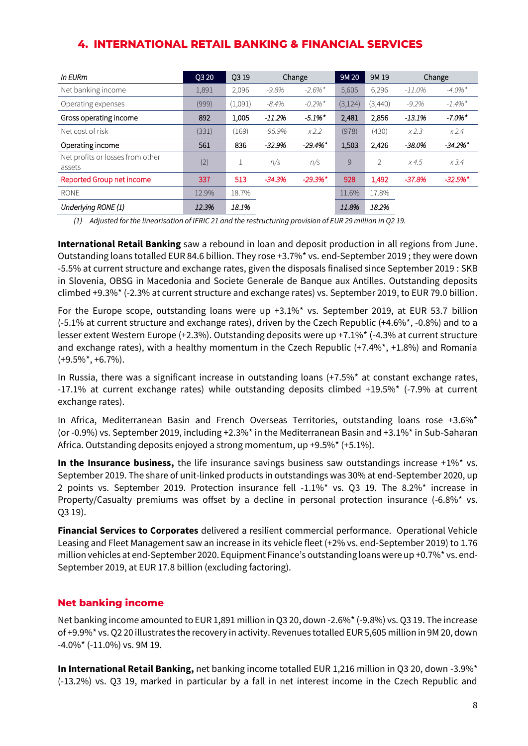## 4. INTERNATIONAL RETAIL BANKING & FINANCIAL SERVICES

| *In EURm* | Q3 20 | Q3 19 | Change | | 9M 20 | 9M 19 | Change | |
|---|---|---|---|---|---|---|---|---|
| Net banking income | 1,891 | 2,096 | -9.8% | -2.6%* | 5,605 | 6,296 | -11.0% | -4.0%* |
| Operating expenses | (999) | (1,091) | -8.4% | -0.2%* | (3,124) | (3,440) | -9.2% | -1.4%* |
| **Gross operating income** | **892** | **1,005** | *-11.2%* | *-5.1%** | **2,481** | **2,856** | *-13.1%* | *-7.0%** |
| Net cost of risk | (331) | (169) | +95.9% | x 2.2 | (978) | (430) | x 2.3 | x 2.4 |
| **Operating income** | **561** | **836** | *-32.9%* | *-29.4%** | **1,503** | **2,426** | *-38.0%* | *-34.2%** |
| Net profits or losses from other assets | (2) | 1 | n/s | n/s | 9 | 2 | x 4.5 | x 3.4 |
| Reported Group net income | 337 | 513 | -34.3% | -29.3%* | 928 | 1,492 | -37.8% | -32.5%* |
| RONE | 12.9% | 18.7% | | | 11.6% | 17.8% | | |
| *Underlying RONE (1)* | *12.3%* | *18.1%* | | | *11.8%* | *18.2%* | | |

*(1) Adjusted for the linearisation of IFRIC 21 and the restructuring provision of EUR 29 million in Q2 19.*

**International Retail Banking** saw a rebound in loan and deposit production in all regions from June. Outstanding loans totalled EUR 84.6 billion. They rose +3.7%* vs. end-September 2019 ; they were down -5.5% at current structure and exchange rates, given the disposals finalised since September 2019 : SKB in Slovenia, OBSG in Macedonia and Societe Generale de Banque aux Antilles. Outstanding deposits climbed +9.3%* (-2.3% at current structure and exchange rates) vs. September 2019, to EUR 79.0 billion.

For the Europe scope, outstanding loans were up +3.1%* vs. September 2019, at EUR 53.7 billion (-5.1% at current structure and exchange rates), driven by the Czech Republic (+4.6%*, -0.8%) and to a lesser extent Western Europe (+2.3%). Outstanding deposits were up +7.1%* (-4.3% at current structure and exchange rates), with a healthy momentum in the Czech Republic (+7.4%*, +1.8%) and Romania (+9.5%*, +6.7%).

In Russia, there was a significant increase in outstanding loans (+7.5%* at constant exchange rates, -17.1% at current exchange rates) while outstanding deposits climbed +19.5%* (-7.9% at current exchange rates).

In Africa, Mediterranean Basin and French Overseas Territories, outstanding loans rose +3.6%* (or -0.9%) vs. September 2019, including +2.3%* in the Mediterranean Basin and +3.1%* in Sub-Saharan Africa. Outstanding deposits enjoyed a strong momentum, up +9.5%* (+5.1%).

**In the Insurance business,** the life insurance savings business saw outstandings increase +1%* vs. September 2019. The share of unit-linked products in outstandings was 30% at end-September 2020, up 2 points vs. September 2019. Protection insurance fell -1.1%* vs. Q3 19. The 8.2%* increase in Property/Casualty premiums was offset by a decline in personal protection insurance (-6.8%* vs. Q3 19).

**Financial Services to Corporates** delivered a resilient commercial performance. Operational Vehicle Leasing and Fleet Management saw an increase in its vehicle fleet (+2% vs. end-September 2019) to 1.76 million vehicles at end-September 2020. Equipment Finance's outstanding loans were up +0.7%* vs. end-September 2019, at EUR 17.8 billion (excluding factoring).

### Net banking income

Net banking income amounted to EUR 1,891 million in Q3 20, down -2.6%* (-9.8%) vs. Q3 19. The increase of +9.9%* vs. Q2 20 illustrates the recovery in activity. Revenues totalled EUR 5,605 million in 9M 20, down -4.0%* (-11.0%) vs. 9M 19.

**In International Retail Banking,** net banking income totalled EUR 1,216 million in Q3 20, down -3.9%* (-13.2%) vs. Q3 19, marked in particular by a fall in net interest income in the Czech Republic and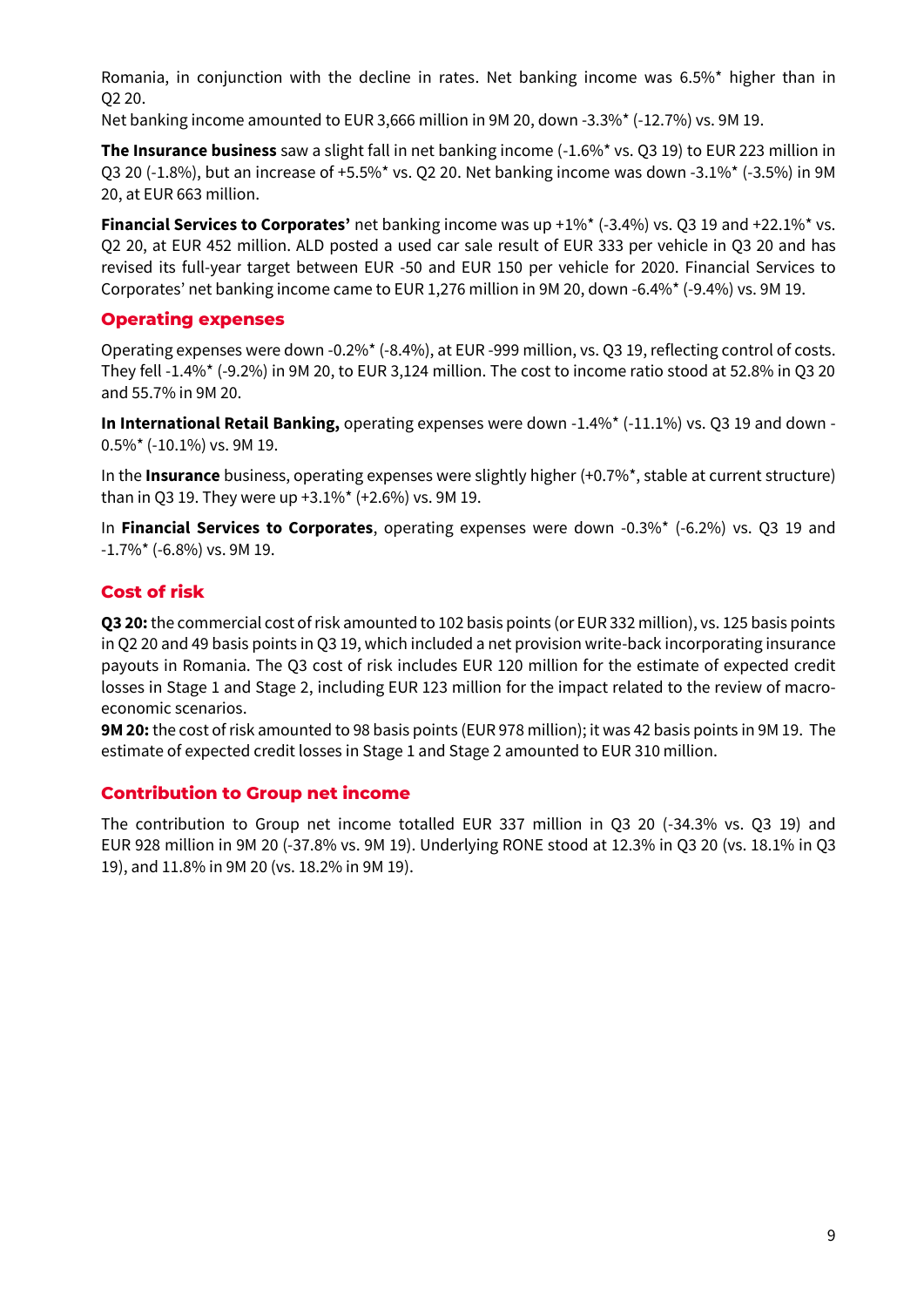Romania, in conjunction with the decline in rates. Net banking income was 6.5%* higher than in Q2 20.

Net banking income amounted to EUR 3,666 million in 9M 20, down -3.3%* (-12.7%) vs. 9M 19.

**The Insurance business** saw a slight fall in net banking income (-1.6%* vs. Q3 19) to EUR 223 million in Q3 20 (-1.8%), but an increase of +5.5%* vs. Q2 20. Net banking income was down -3.1%* (-3.5%) in 9M 20, at EUR 663 million.

**Financial Services to Corporates'** net banking income was up +1%* (-3.4%) vs. Q3 19 and +22.1%* vs. Q2 20, at EUR 452 million. ALD posted a used car sale result of EUR 333 per vehicle in Q3 20 and has revised its full-year target between EUR -50 and EUR 150 per vehicle for 2020. Financial Services to Corporates' net banking income came to EUR 1,276 million in 9M 20, down -6.4%* (-9.4%) vs. 9M 19.

## Operating expenses

Operating expenses were down -0.2%* (-8.4%), at EUR -999 million, vs. Q3 19, reflecting control of costs. They fell -1.4%* (-9.2%) in 9M 20, to EUR 3,124 million. The cost to income ratio stood at 52.8% in Q3 20 and 55.7% in 9M 20.

**In International Retail Banking,** operating expenses were down -1.4%* (-11.1%) vs. Q3 19 and down -0.5%* (-10.1%) vs. 9M 19.

In the **Insurance** business, operating expenses were slightly higher (+0.7%*, stable at current structure) than in Q3 19. They were up +3.1%* (+2.6%) vs. 9M 19.

In **Financial Services to Corporates**, operating expenses were down -0.3%* (-6.2%) vs. Q3 19 and -1.7%* (-6.8%) vs. 9M 19.

## Cost of risk

**Q3 20:** the commercial cost of risk amounted to 102 basis points (or EUR 332 million), vs. 125 basis points in Q2 20 and 49 basis points in Q3 19, which included a net provision write-back incorporating insurance payouts in Romania. The Q3 cost of risk includes EUR 120 million for the estimate of expected credit losses in Stage 1 and Stage 2, including EUR 123 million for the impact related to the review of macro-economic scenarios.

**9M 20:** the cost of risk amounted to 98 basis points (EUR 978 million); it was 42 basis points in 9M 19. The estimate of expected credit losses in Stage 1 and Stage 2 amounted to EUR 310 million.

## Contribution to Group net income

The contribution to Group net income totalled EUR 337 million in Q3 20 (-34.3% vs. Q3 19) and EUR 928 million in 9M 20 (-37.8% vs. 9M 19). Underlying RONE stood at 12.3% in Q3 20 (vs. 18.1% in Q3 19), and 11.8% in 9M 20 (vs. 18.2% in 9M 19).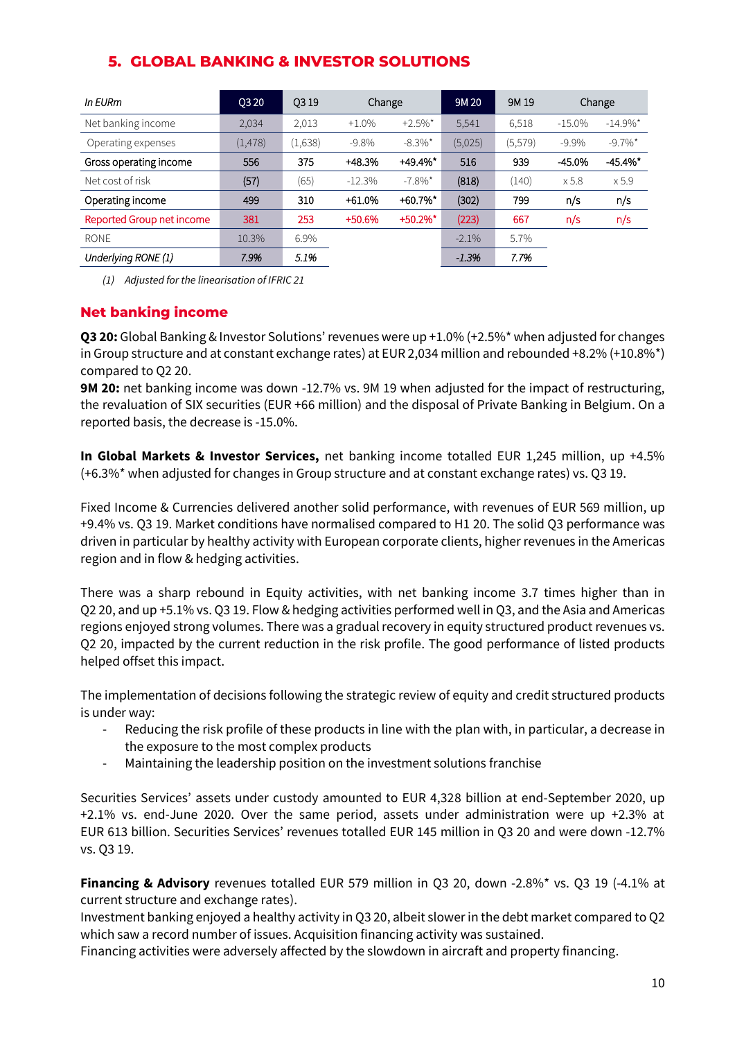## 5. GLOBAL BANKING & INVESTOR SOLUTIONS

| *In EURm* | Q3 20 | Q3 19 | Change | | 9M 20 | 9M 19 | Change | |
|---|---|---|---|---|---|---|---|---|
| Net banking income | 2,034 | 2,013 | +1.0% | +2.5%* | 5,541 | 6,518 | -15.0% | -14.9%* |
| Operating expenses | (1,478) | (1,638) | -9.8% | -8.3%* | (5,025) | (5,579) | -9.9% | -9.7%* |
| Gross operating income | 556 | 375 | +48.3% | +49.4%* | 516 | 939 | -45.0% | -45.4%* |
| Net cost of risk | (57) | (65) | -12.3% | -7.8%* | (818) | (140) | x 5.8 | x 5.9 |
| Operating income | 499 | 310 | +61.0% | +60.7%* | (302) | 799 | n/s | n/s |
| Reported Group net income | 381 | 253 | +50.6% | +50.2%* | (223) | 667 | n/s | n/s |
| RONE | 10.3% | 6.9% | | | -2.1% | 5.7% | | |
| *Underlying RONE (1)* | *7.9%* | *5.1%* | | | *-1.3%* | *7.7%* | | |

*(1) Adjusted for the linearisation of IFRIC 21*

### Net banking income

**Q3 20:** Global Banking & Investor Solutions' revenues were up +1.0% (+2.5%* when adjusted for changes in Group structure and at constant exchange rates) at EUR 2,034 million and rebounded +8.2% (+10.8%*) compared to Q2 20.

**9M 20:** net banking income was down -12.7% vs. 9M 19 when adjusted for the impact of restructuring, the revaluation of SIX securities (EUR +66 million) and the disposal of Private Banking in Belgium. On a reported basis, the decrease is -15.0%.

**In Global Markets & Investor Services,** net banking income totalled EUR 1,245 million, up +4.5% (+6.3%* when adjusted for changes in Group structure and at constant exchange rates) vs. Q3 19.

Fixed Income & Currencies delivered another solid performance, with revenues of EUR 569 million, up +9.4% vs. Q3 19. Market conditions have normalised compared to H1 20. The solid Q3 performance was driven in particular by healthy activity with European corporate clients, higher revenues in the Americas region and in flow & hedging activities.

There was a sharp rebound in Equity activities, with net banking income 3.7 times higher than in Q2 20, and up +5.1% vs. Q3 19. Flow & hedging activities performed well in Q3, and the Asia and Americas regions enjoyed strong volumes. There was a gradual recovery in equity structured product revenues vs. Q2 20, impacted by the current reduction in the risk profile. The good performance of listed products helped offset this impact.

The implementation of decisions following the strategic review of equity and credit structured products is under way:

- Reducing the risk profile of these products in line with the plan with, in particular, a decrease in the exposure to the most complex products
- Maintaining the leadership position on the investment solutions franchise

Securities Services' assets under custody amounted to EUR 4,328 billion at end-September 2020, up +2.1% vs. end-June 2020. Over the same period, assets under administration were up +2.3% at EUR 613 billion. Securities Services' revenues totalled EUR 145 million in Q3 20 and were down -12.7% vs. Q3 19.

**Financing & Advisory** revenues totalled EUR 579 million in Q3 20, down -2.8%* vs. Q3 19 (-4.1% at current structure and exchange rates).

Investment banking enjoyed a healthy activity in Q3 20, albeit slower in the debt market compared to Q2 which saw a record number of issues. Acquisition financing activity was sustained.

Financing activities were adversely affected by the slowdown in aircraft and property financing.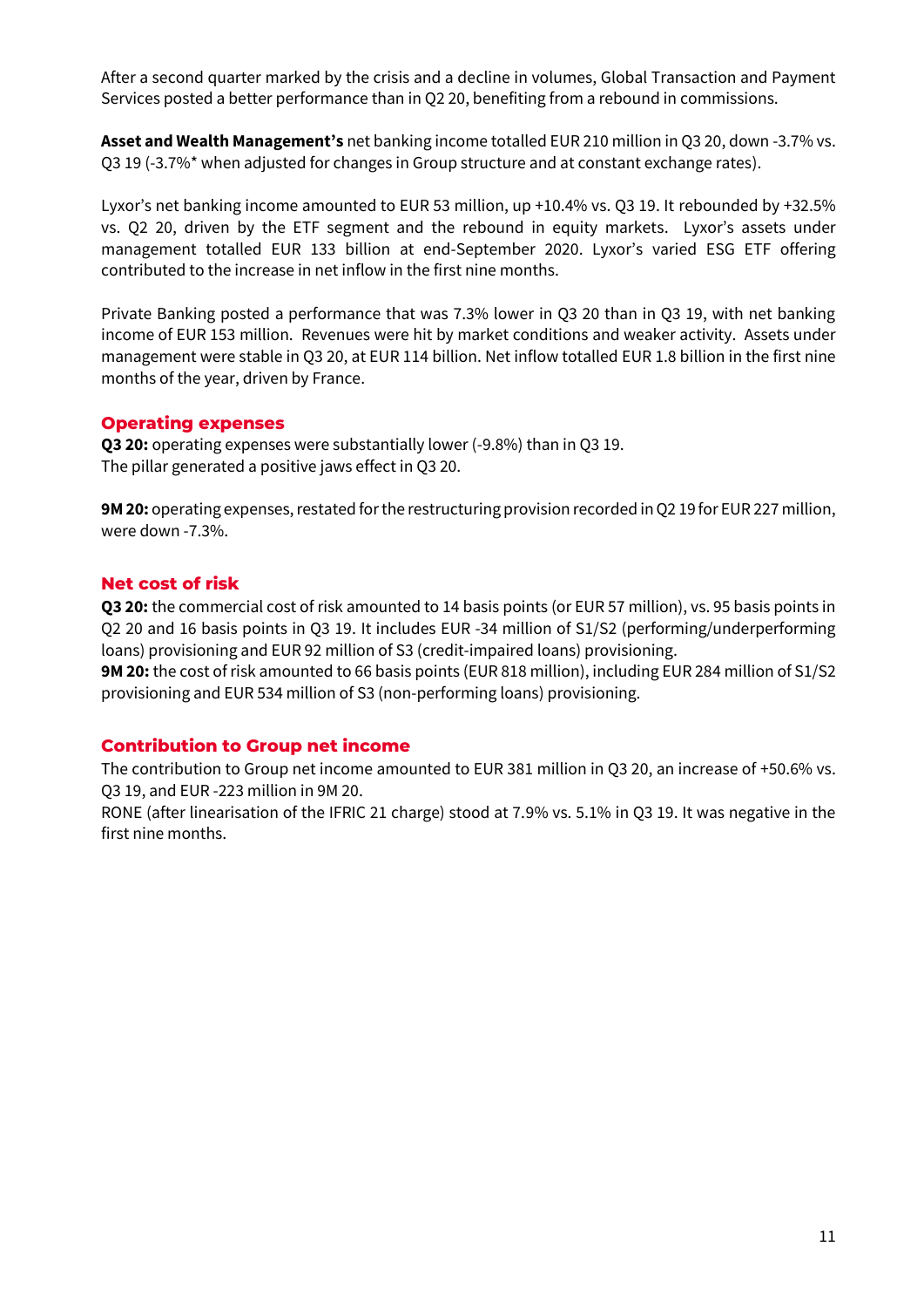After a second quarter marked by the crisis and a decline in volumes, Global Transaction and Payment Services posted a better performance than in Q2 20, benefiting from a rebound in commissions.

**Asset and Wealth Management's** net banking income totalled EUR 210 million in Q3 20, down -3.7% vs. Q3 19 (-3.7%* when adjusted for changes in Group structure and at constant exchange rates).

Lyxor's net banking income amounted to EUR 53 million, up +10.4% vs. Q3 19. It rebounded by +32.5% vs. Q2 20, driven by the ETF segment and the rebound in equity markets. Lyxor's assets under management totalled EUR 133 billion at end-September 2020. Lyxor's varied ESG ETF offering contributed to the increase in net inflow in the first nine months.

Private Banking posted a performance that was 7.3% lower in Q3 20 than in Q3 19, with net banking income of EUR 153 million. Revenues were hit by market conditions and weaker activity. Assets under management were stable in Q3 20, at EUR 114 billion. Net inflow totalled EUR 1.8 billion in the first nine months of the year, driven by France.

## Operating expenses

**Q3 20:** operating expenses were substantially lower (-9.8%) than in Q3 19.
The pillar generated a positive jaws effect in Q3 20.

**9M 20:** operating expenses, restated for the restructuring provision recorded in Q2 19 for EUR 227 million, were down -7.3%.

## Net cost of risk

**Q3 20:** the commercial cost of risk amounted to 14 basis points (or EUR 57 million), vs. 95 basis points in Q2 20 and 16 basis points in Q3 19. It includes EUR -34 million of S1/S2 (performing/underperforming loans) provisioning and EUR 92 million of S3 (credit-impaired loans) provisioning.
**9M 20:** the cost of risk amounted to 66 basis points (EUR 818 million), including EUR 284 million of S1/S2 provisioning and EUR 534 million of S3 (non-performing loans) provisioning.

## Contribution to Group net income

The contribution to Group net income amounted to EUR 381 million in Q3 20, an increase of +50.6% vs. Q3 19, and EUR -223 million in 9M 20.
RONE (after linearisation of the IFRIC 21 charge) stood at 7.9% vs. 5.1% in Q3 19. It was negative in the first nine months.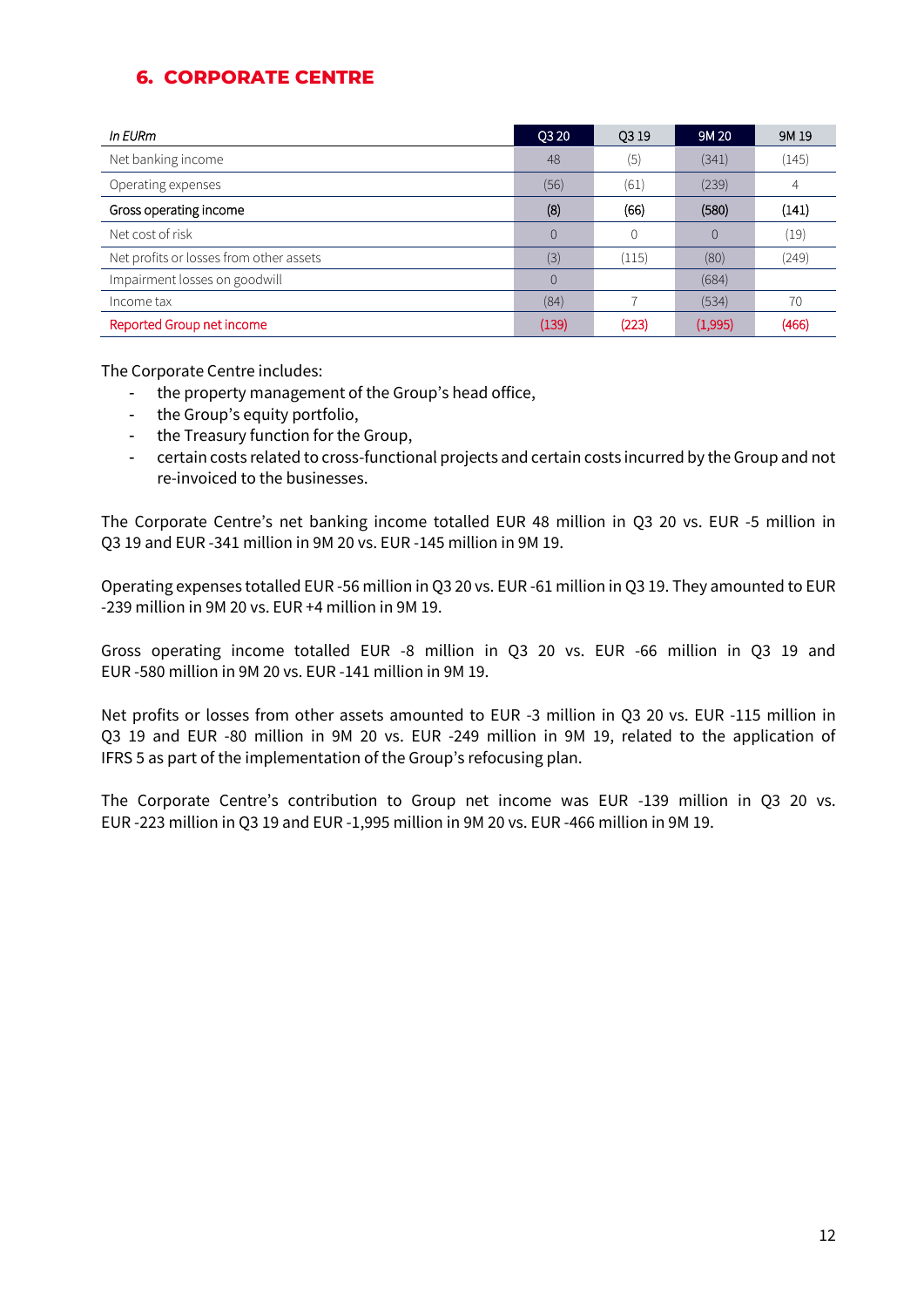## 6. CORPORATE CENTRE

| *In EURm* | Q3 20 | Q3 19 | 9M 20 | 9M 19 |
|---|---|---|---|---|
| Net banking income | 48 | (5) | (341) | (145) |
| Operating expenses | (56) | (61) | (239) | 4 |
| **Gross operating income** | **(8)** | **(66)** | **(580)** | **(141)** |
| Net cost of risk | 0 | 0 | 0 | (19) |
| Net profits or losses from other assets | (3) | (115) | (80) | (249) |
| Impairment losses on goodwill | 0 | | (684) | |
| Income tax | (84) | 7 | (534) | 70 |
| Reported Group net income | (139) | (223) | (1,995) | (466) |

The Corporate Centre includes:

- the property management of the Group's head office,
- the Group's equity portfolio,
- the Treasury function for the Group,
- certain costs related to cross-functional projects and certain costs incurred by the Group and not re-invoiced to the businesses.

The Corporate Centre's net banking income totalled EUR 48 million in Q3 20 vs. EUR -5 million in Q3 19 and EUR -341 million in 9M 20 vs. EUR -145 million in 9M 19.

Operating expenses totalled EUR -56 million in Q3 20 vs. EUR -61 million in Q3 19. They amounted to EUR -239 million in 9M 20 vs. EUR +4 million in 9M 19.

Gross operating income totalled EUR -8 million in Q3 20 vs. EUR -66 million in Q3 19 and EUR -580 million in 9M 20 vs. EUR -141 million in 9M 19.

Net profits or losses from other assets amounted to EUR -3 million in Q3 20 vs. EUR -115 million in Q3 19 and EUR -80 million in 9M 20 vs. EUR -249 million in 9M 19, related to the application of IFRS 5 as part of the implementation of the Group's refocusing plan.

The Corporate Centre's contribution to Group net income was EUR -139 million in Q3 20 vs. EUR -223 million in Q3 19 and EUR -1,995 million in 9M 20 vs. EUR -466 million in 9M 19.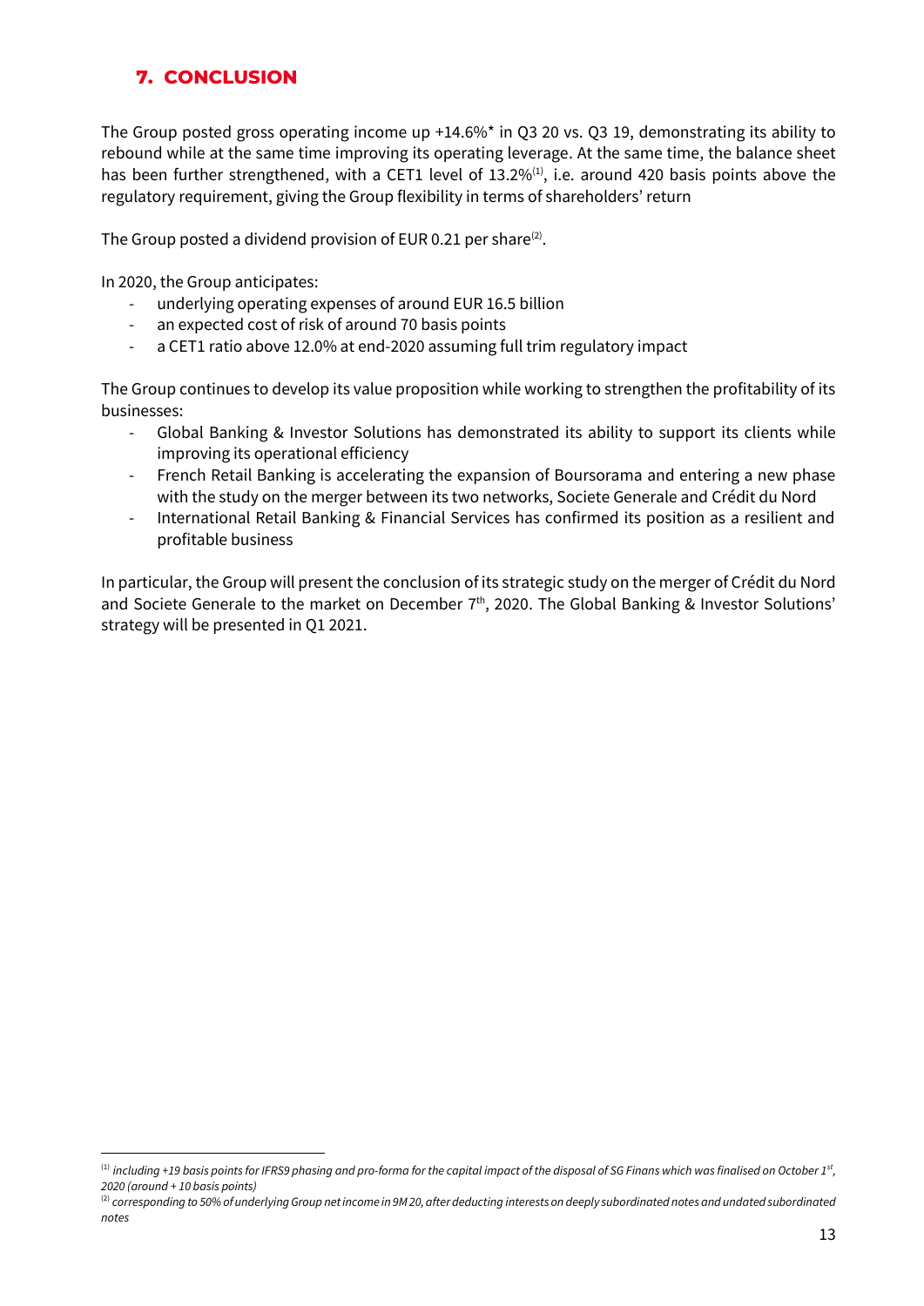## 7. CONCLUSION

The Group posted gross operating income up +14.6%* in Q3 20 vs. Q3 19, demonstrating its ability to rebound while at the same time improving its operating leverage. At the same time, the balance sheet has been further strengthened, with a CET1 level of 13.2%[1], i.e. around 420 basis points above the regulatory requirement, giving the Group flexibility in terms of shareholders' return

The Group posted a dividend provision of EUR 0.21 per share[2].

In 2020, the Group anticipates:

- underlying operating expenses of around EUR 16.5 billion
- an expected cost of risk of around 70 basis points
- a CET1 ratio above 12.0% at end-2020 assuming full trim regulatory impact

The Group continues to develop its value proposition while working to strengthen the profitability of its businesses:

- Global Banking & Investor Solutions has demonstrated its ability to support its clients while improving its operational efficiency
- French Retail Banking is accelerating the expansion of Boursorama and entering a new phase with the study on the merger between its two networks, Societe Generale and Crédit du Nord
- International Retail Banking & Financial Services has confirmed its position as a resilient and profitable business

In particular, the Group will present the conclusion of its strategic study on the merger of Crédit du Nord and Societe Generale to the market on December 7th, 2020. The Global Banking & Investor Solutions' strategy will be presented in Q1 2021.

---

[1] *including +19 basis points for IFRS9 phasing and pro-forma for the capital impact of the disposal of SG Finans which was finalised on October 1st, 2020 (around + 10 basis points)*

[2] *corresponding to 50% of underlying Group net income in 9M 20, after deducting interests on deeply subordinated notes and undated subordinated notes*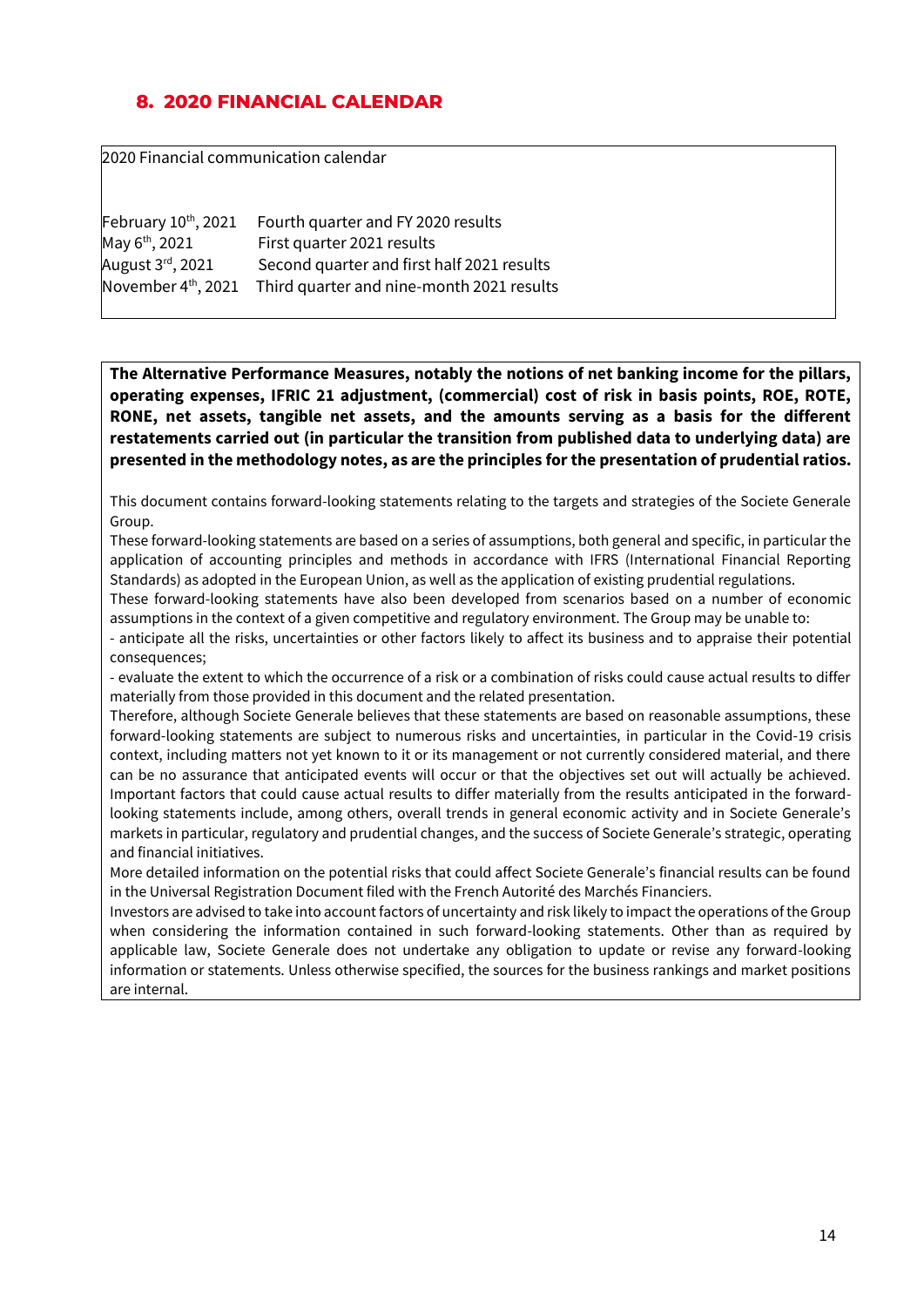## 8. 2020 FINANCIAL CALENDAR

2020 Financial communication calendar

| | |
|---|---|
| February 10th, 2021 | Fourth quarter and FY 2020 results |
| May 6th, 2021 | First quarter 2021 results |
| August 3rd, 2021 | Second quarter and first half 2021 results |
| November 4th, 2021 | Third quarter and nine-month 2021 results |

**The Alternative Performance Measures, notably the notions of net banking income for the pillars, operating expenses, IFRIC 21 adjustment, (commercial) cost of risk in basis points, ROE, ROTE, RONE, net assets, tangible net assets, and the amounts serving as a basis for the different restatements carried out (in particular the transition from published data to underlying data) are presented in the methodology notes, as are the principles for the presentation of prudential ratios.**

This document contains forward-looking statements relating to the targets and strategies of the Societe Generale Group.

These forward-looking statements are based on a series of assumptions, both general and specific, in particular the application of accounting principles and methods in accordance with IFRS (International Financial Reporting Standards) as adopted in the European Union, as well as the application of existing prudential regulations.

These forward-looking statements have also been developed from scenarios based on a number of economic assumptions in the context of a given competitive and regulatory environment. The Group may be unable to:

- anticipate all the risks, uncertainties or other factors likely to affect its business and to appraise their potential consequences;
- evaluate the extent to which the occurrence of a risk or a combination of risks could cause actual results to differ materially from those provided in this document and the related presentation.

Therefore, although Societe Generale believes that these statements are based on reasonable assumptions, these forward-looking statements are subject to numerous risks and uncertainties, in particular in the Covid-19 crisis context, including matters not yet known to it or its management or not currently considered material, and there can be no assurance that anticipated events will occur or that the objectives set out will actually be achieved. Important factors that could cause actual results to differ materially from the results anticipated in the forward-looking statements include, among others, overall trends in general economic activity and in Societe Generale's markets in particular, regulatory and prudential changes, and the success of Societe Generale's strategic, operating and financial initiatives.

More detailed information on the potential risks that could affect Societe Generale's financial results can be found in the Universal Registration Document filed with the French Autorité des Marchés Financiers.

Investors are advised to take into account factors of uncertainty and risk likely to impact the operations of the Group when considering the information contained in such forward-looking statements. Other than as required by applicable law, Societe Generale does not undertake any obligation to update or revise any forward-looking information or statements. Unless otherwise specified, the sources for the business rankings and market positions are internal.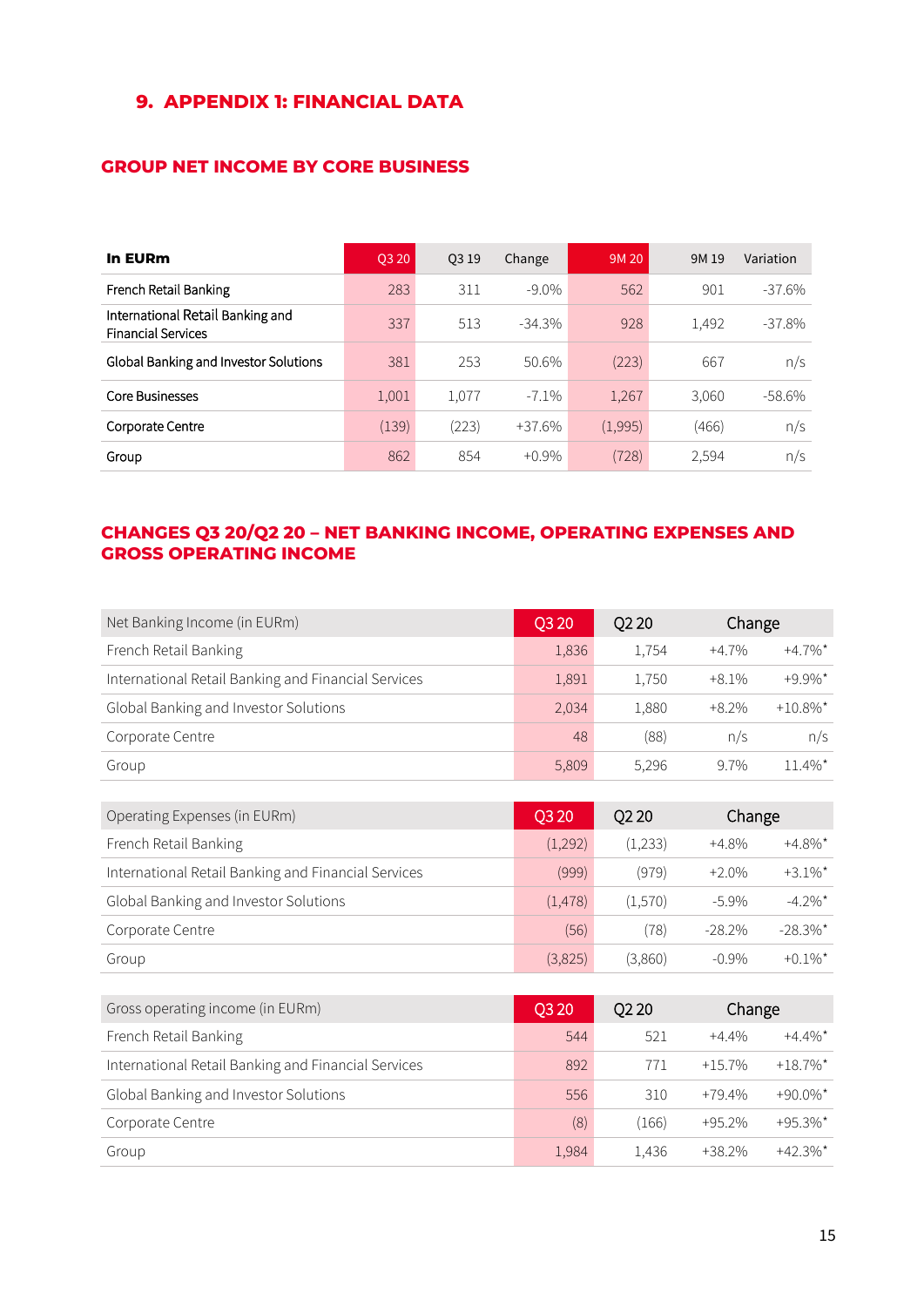## 9. APPENDIX 1: FINANCIAL DATA

### GROUP NET INCOME BY CORE BUSINESS

| In EURm | Q3 20 | Q3 19 | Change | 9M 20 | 9M 19 | Variation |
|---|---|---|---|---|---|---|
| French Retail Banking | 283 | 311 | -9.0% | 562 | 901 | -37.6% |
| International Retail Banking and Financial Services | 337 | 513 | -34.3% | 928 | 1,492 | -37.8% |
| Global Banking and Investor Solutions | 381 | 253 | 50.6% | (223) | 667 | n/s |
| Core Businesses | 1,001 | 1,077 | -7.1% | 1,267 | 3,060 | -58.6% |
| Corporate Centre | (139) | (223) | +37.6% | (1,995) | (466) | n/s |
| Group | 862 | 854 | +0.9% | (728) | 2,594 | n/s |

### CHANGES Q3 20/Q2 20 – NET BANKING INCOME, OPERATING EXPENSES AND GROSS OPERATING INCOME

| Net Banking Income (in EURm) | Q3 20 | Q2 20 | Change | |
|---|---|---|---|---|
| French Retail Banking | 1,836 | 1,754 | +4.7% | +4.7%* |
| International Retail Banking and Financial Services | 1,891 | 1,750 | +8.1% | +9.9%* |
| Global Banking and Investor Solutions | 2,034 | 1,880 | +8.2% | +10.8%* |
| Corporate Centre | 48 | (88) | n/s | n/s |
| Group | 5,809 | 5,296 | 9.7% | 11.4%* |

| Operating Expenses (in EURm) | Q3 20 | Q2 20 | Change | |
|---|---|---|---|---|
| French Retail Banking | (1,292) | (1,233) | +4.8% | +4.8%* |
| International Retail Banking and Financial Services | (999) | (979) | +2.0% | +3.1%* |
| Global Banking and Investor Solutions | (1,478) | (1,570) | -5.9% | -4.2%* |
| Corporate Centre | (56) | (78) | -28.2% | -28.3%* |
| Group | (3,825) | (3,860) | -0.9% | +0.1%* |

| Gross operating income (in EURm) | Q3 20 | Q2 20 | Change | |
|---|---|---|---|---|
| French Retail Banking | 544 | 521 | +4.4% | +4.4%* |
| International Retail Banking and Financial Services | 892 | 771 | +15.7% | +18.7%* |
| Global Banking and Investor Solutions | 556 | 310 | +79.4% | +90.0%* |
| Corporate Centre | (8) | (166) | +95.2% | +95.3%* |
| Group | 1,984 | 1,436 | +38.2% | +42.3%* |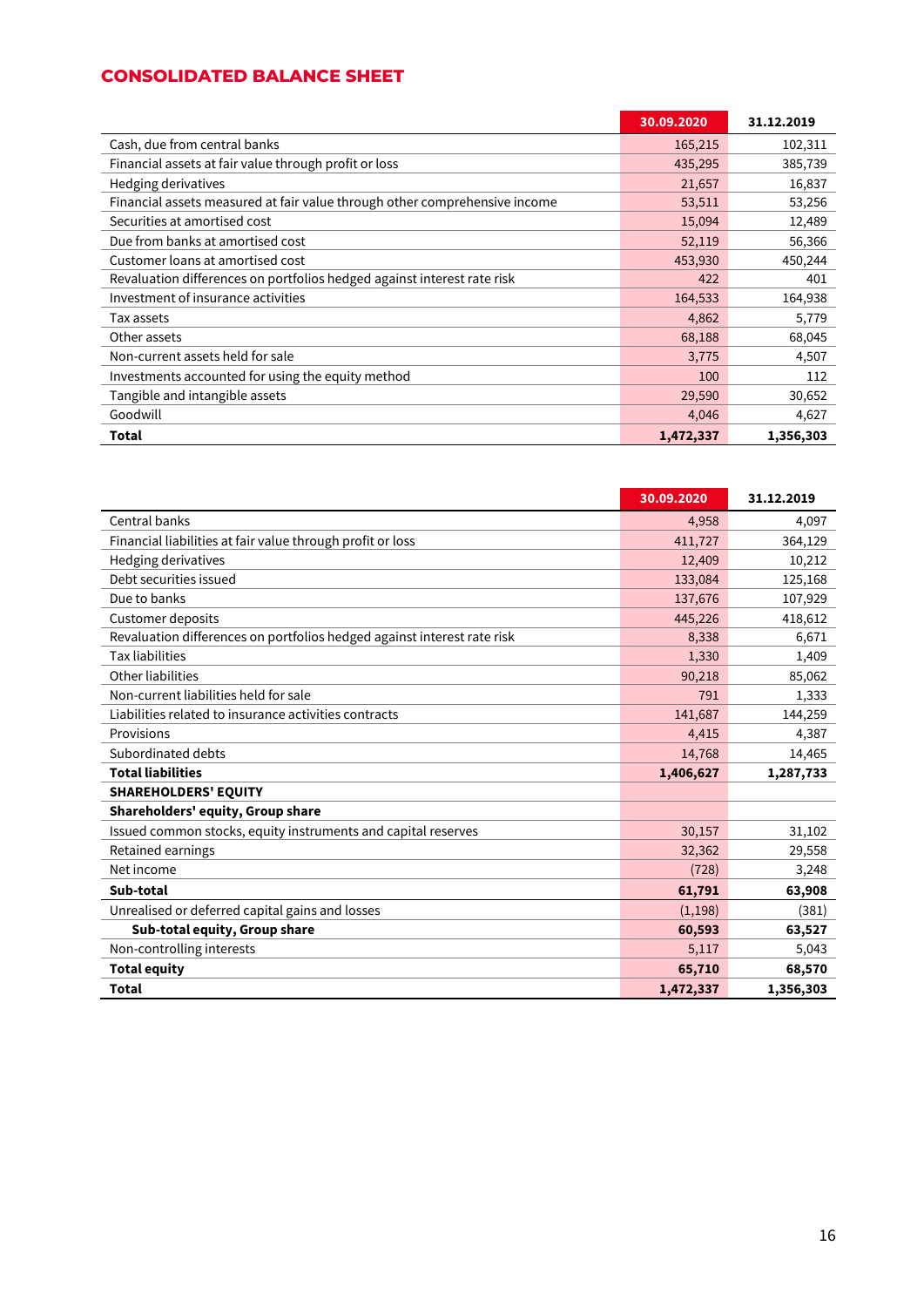## CONSOLIDATED BALANCE SHEET

| | 30.09.2020 | 31.12.2019 |
|---|---|---|
| Cash, due from central banks | 165,215 | 102,311 |
| Financial assets at fair value through profit or loss | 435,295 | 385,739 |
| Hedging derivatives | 21,657 | 16,837 |
| Financial assets measured at fair value through other comprehensive income | 53,511 | 53,256 |
| Securities at amortised cost | 15,094 | 12,489 |
| Due from banks at amortised cost | 52,119 | 56,366 |
| Customer loans at amortised cost | 453,930 | 450,244 |
| Revaluation differences on portfolios hedged against interest rate risk | 422 | 401 |
| Investment of insurance activities | 164,533 | 164,938 |
| Tax assets | 4,862 | 5,779 |
| Other assets | 68,188 | 68,045 |
| Non-current assets held for sale | 3,775 | 4,507 |
| Investments accounted for using the equity method | 100 | 112 |
| Tangible and intangible assets | 29,590 | 30,652 |
| Goodwill | 4,046 | 4,627 |
| **Total** | **1,472,337** | **1,356,303** |

| | 30.09.2020 | 31.12.2019 |
|---|---|---|
| Central banks | 4,958 | 4,097 |
| Financial liabilities at fair value through profit or loss | 411,727 | 364,129 |
| Hedging derivatives | 12,409 | 10,212 |
| Debt securities issued | 133,084 | 125,168 |
| Due to banks | 137,676 | 107,929 |
| Customer deposits | 445,226 | 418,612 |
| Revaluation differences on portfolios hedged against interest rate risk | 8,338 | 6,671 |
| Tax liabilities | 1,330 | 1,409 |
| Other liabilities | 90,218 | 85,062 |
| Non-current liabilities held for sale | 791 | 1,333 |
| Liabilities related to insurance activities contracts | 141,687 | 144,259 |
| Provisions | 4,415 | 4,387 |
| Subordinated debts | 14,768 | 14,465 |
| **Total liabilities** | **1,406,627** | **1,287,733** |
| **SHAREHOLDERS' EQUITY** | | |
| **Shareholders' equity, Group share** | | |
| Issued common stocks, equity instruments and capital reserves | 30,157 | 31,102 |
| Retained earnings | 32,362 | 29,558 |
| Net income | (728) | 3,248 |
| **Sub-total** | **61,791** | **63,908** |
| Unrealised or deferred capital gains and losses | (1,198) | (381) |
| **Sub-total equity, Group share** | **60,593** | **63,527** |
| Non-controlling interests | 5,117 | 5,043 |
| **Total equity** | **65,710** | **68,570** |
| **Total** | **1,472,337** | **1,356,303** |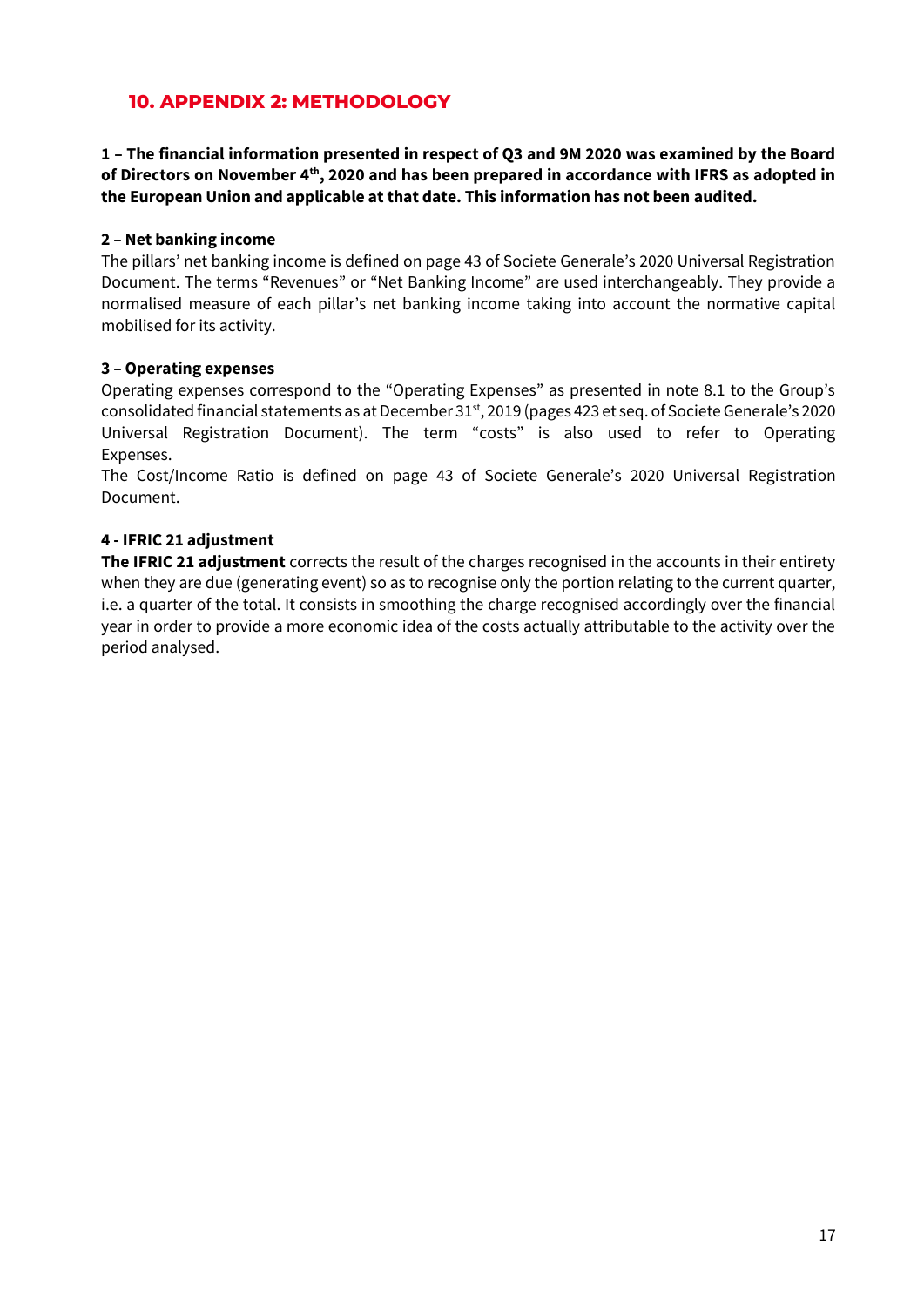## 10. APPENDIX 2: METHODOLOGY

**1 – The financial information presented in respect of Q3 and 9M 2020 was examined by the Board of Directors on November 4th, 2020 and has been prepared in accordance with IFRS as adopted in the European Union and applicable at that date. This information has not been audited.**

**2 – Net banking income**

The pillars' net banking income is defined on page 43 of Societe Generale's 2020 Universal Registration Document. The terms "Revenues" or "Net Banking Income" are used interchangeably. They provide a normalised measure of each pillar's net banking income taking into account the normative capital mobilised for its activity.

**3 – Operating expenses**

Operating expenses correspond to the "Operating Expenses" as presented in note 8.1 to the Group's consolidated financial statements as at December 31st, 2019 (pages 423 et seq. of Societe Generale's 2020 Universal Registration Document). The term "costs" is also used to refer to Operating Expenses.

The Cost/Income Ratio is defined on page 43 of Societe Generale's 2020 Universal Registration Document.

**4 - IFRIC 21 adjustment**

**The IFRIC 21 adjustment** corrects the result of the charges recognised in the accounts in their entirety when they are due (generating event) so as to recognise only the portion relating to the current quarter, i.e. a quarter of the total. It consists in smoothing the charge recognised accordingly over the financial year in order to provide a more economic idea of the costs actually attributable to the activity over the period analysed.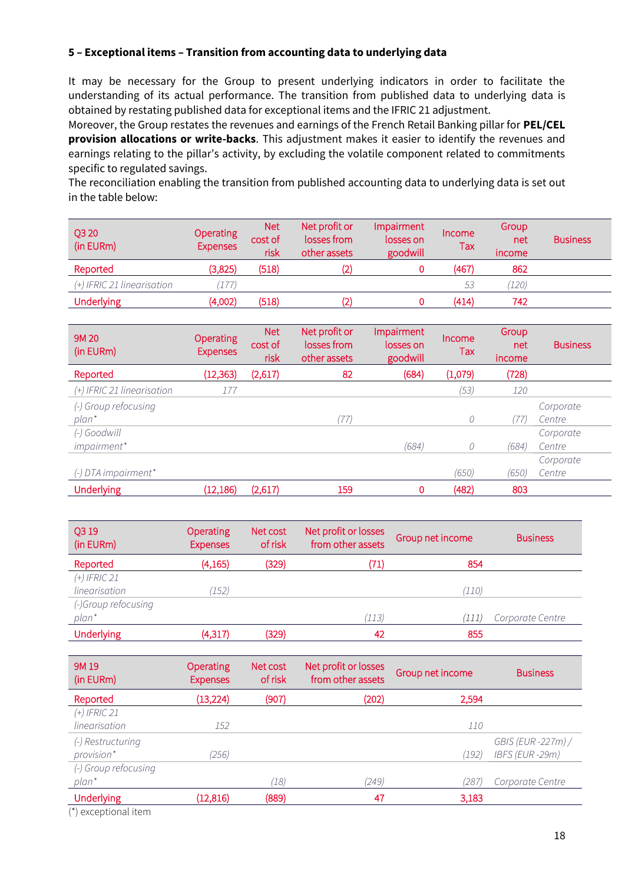**5 – Exceptional items – Transition from accounting data to underlying data**

It may be necessary for the Group to present underlying indicators in order to facilitate the understanding of its actual performance. The transition from published data to underlying data is obtained by restating published data for exceptional items and the IFRIC 21 adjustment.

Moreover, the Group restates the revenues and earnings of the French Retail Banking pillar for **PEL/CEL provision allocations or write-backs**. This adjustment makes it easier to identify the revenues and earnings relating to the pillar's activity, by excluding the volatile component related to commitments specific to regulated savings.

The reconciliation enabling the transition from published accounting data to underlying data is set out in the table below:

| Q3 20 (in EURm) | Operating Expenses | Net cost of risk | Net profit or losses from other assets | Impairment losses on goodwill | Income Tax | Group net income | Business |
|---|---|---|---|---|---|---|---|
| Reported | (3,825) | (518) | (2) | 0 | (467) | 862 | |
| *(+) IFRIC 21 linearisation* | *(177)* | | | | *53* | *(120)* | |
| Underlying | (4,002) | (518) | (2) | 0 | (414) | 742 | |

| 9M 20 (in EURm) | Operating Expenses | Net cost of risk | Net profit or losses from other assets | Impairment losses on goodwill | Income Tax | Group net income | Business |
|---|---|---|---|---|---|---|---|
| Reported | (12,363) | (2,617) | 82 | (684) | (1,079) | (728) | |
| *(+) IFRIC 21 linearisation* | *177* | | | | *(53)* | *120* | |
| *(-) Group refocusing plan** | | | *(77)* | | *0* | *(77)* | *Corporate Centre* |
| *(-) Goodwill impairment** | | | | *(684)* | *0* | *(684)* | *Corporate Centre* |
| *(-) DTA impairment** | | | | | *(650)* | *(650)* | *Corporate Centre* |
| Underlying | (12,186) | (2,617) | 159 | 0 | (482) | 803 | |

| Q3 19 (in EURm) | Operating Expenses | Net cost of risk | Net profit or losses from other assets | Group net income | Business |
|---|---|---|---|---|---|
| Reported | (4,165) | (329) | (71) | 854 | |
| *(+) IFRIC 21 linearisation* | *(152)* | | | *(110)* | |
| *(-)Group refocusing plan** | | | *(113)* | *(111)* | *Corporate Centre* |
| Underlying | (4,317) | (329) | 42 | 855 | |

| 9M 19 (in EURm) | Operating Expenses | Net cost of risk | Net profit or losses from other assets | Group net income | Business |
|---|---|---|---|---|---|
| Reported | (13,224) | (907) | (202) | 2,594 | |
| *(+) IFRIC 21 linearisation* | *152* | | | *110* | |
| *(-) Restructuring provision** | *(256)* | | | *(192)* | *GBIS (EUR -227m) / IBFS (EUR -29m)* |
| *(-) Group refocusing plan** | | *(18)* | *(249)* | *(287)* | *Corporate Centre* |
| Underlying | (12,816) | (889) | 47 | 3,183 | |

(*) exceptional item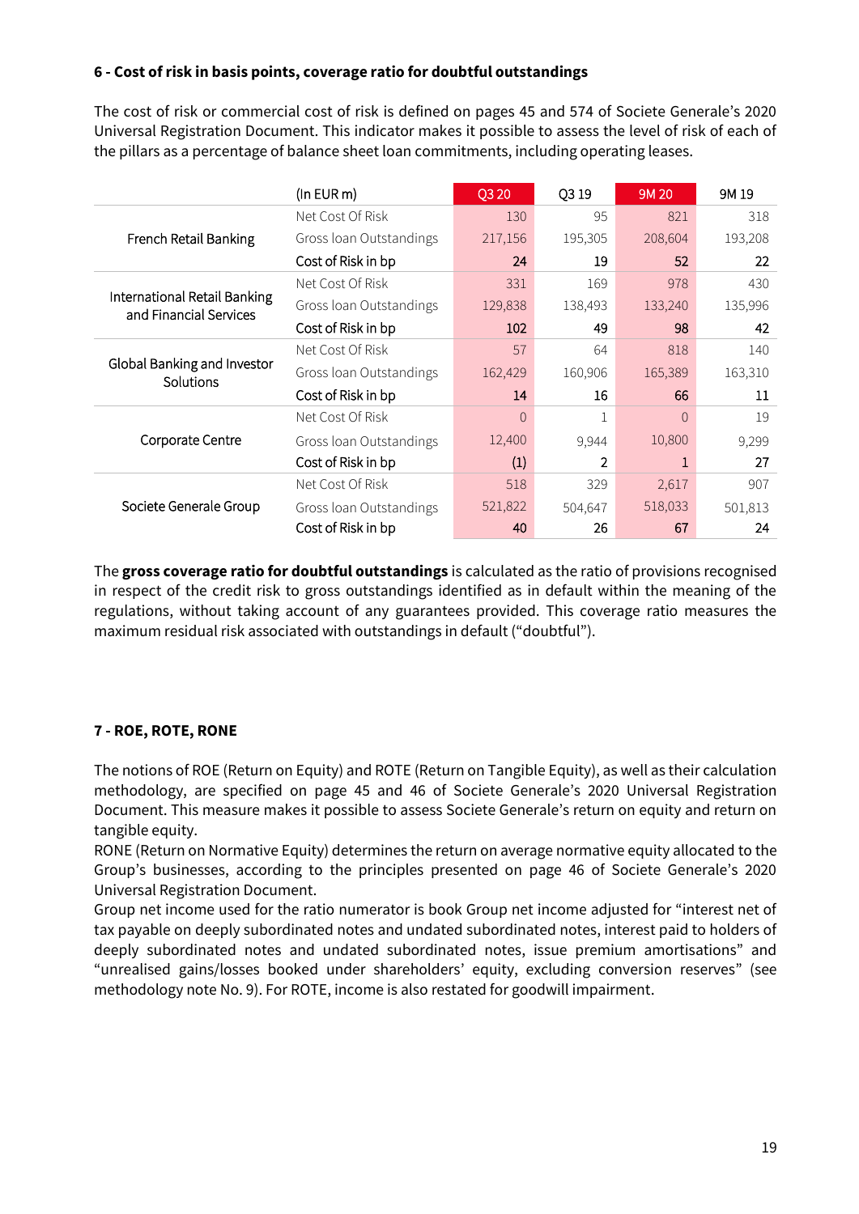#### 6 - Cost of risk in basis points, coverage ratio for doubtful outstandings

The cost of risk or commercial cost of risk is defined on pages 45 and 574 of Societe Generale's 2020 Universal Registration Document. This indicator makes it possible to assess the level of risk of each of the pillars as a percentage of balance sheet loan commitments, including operating leases.

| | (In EUR m) | Q3 20 | Q3 19 | 9M 20 | 9M 19 |
|---|---|---|---|---|---|
| French Retail Banking | Net Cost Of Risk | 130 | 95 | 821 | 318 |
| | Gross loan Outstandings | 217,156 | 195,305 | 208,604 | 193,208 |
| | Cost of Risk in bp | 24 | 19 | 52 | 22 |
| International Retail Banking and Financial Services | Net Cost Of Risk | 331 | 169 | 978 | 430 |
| | Gross loan Outstandings | 129,838 | 138,493 | 133,240 | 135,996 |
| | Cost of Risk in bp | 102 | 49 | 98 | 42 |
| Global Banking and Investor Solutions | Net Cost Of Risk | 57 | 64 | 818 | 140 |
| | Gross loan Outstandings | 162,429 | 160,906 | 165,389 | 163,310 |
| | Cost of Risk in bp | 14 | 16 | 66 | 11 |
| Corporate Centre | Net Cost Of Risk | 0 | 1 | 0 | 19 |
| | Gross loan Outstandings | 12,400 | 9,944 | 10,800 | 9,299 |
| | Cost of Risk in bp | (1) | 2 | 1 | 27 |
| Societe Generale Group | Net Cost Of Risk | 518 | 329 | 2,617 | 907 |
| | Gross loan Outstandings | 521,822 | 504,647 | 518,033 | 501,813 |
| | Cost of Risk in bp | 40 | 26 | 67 | 24 |

The **gross coverage ratio for doubtful outstandings** is calculated as the ratio of provisions recognised in respect of the credit risk to gross outstandings identified as in default within the meaning of the regulations, without taking account of any guarantees provided. This coverage ratio measures the maximum residual risk associated with outstandings in default ("doubtful").

#### 7 - ROE, ROTE, RONE

The notions of ROE (Return on Equity) and ROTE (Return on Tangible Equity), as well as their calculation methodology, are specified on page 45 and 46 of Societe Generale's 2020 Universal Registration Document. This measure makes it possible to assess Societe Generale's return on equity and return on tangible equity.

RONE (Return on Normative Equity) determines the return on average normative equity allocated to the Group's businesses, according to the principles presented on page 46 of Societe Generale's 2020 Universal Registration Document.

Group net income used for the ratio numerator is book Group net income adjusted for "interest net of tax payable on deeply subordinated notes and undated subordinated notes, interest paid to holders of deeply subordinated notes and undated subordinated notes, issue premium amortisations" and "unrealised gains/losses booked under shareholders' equity, excluding conversion reserves" (see methodology note No. 9). For ROTE, income is also restated for goodwill impairment.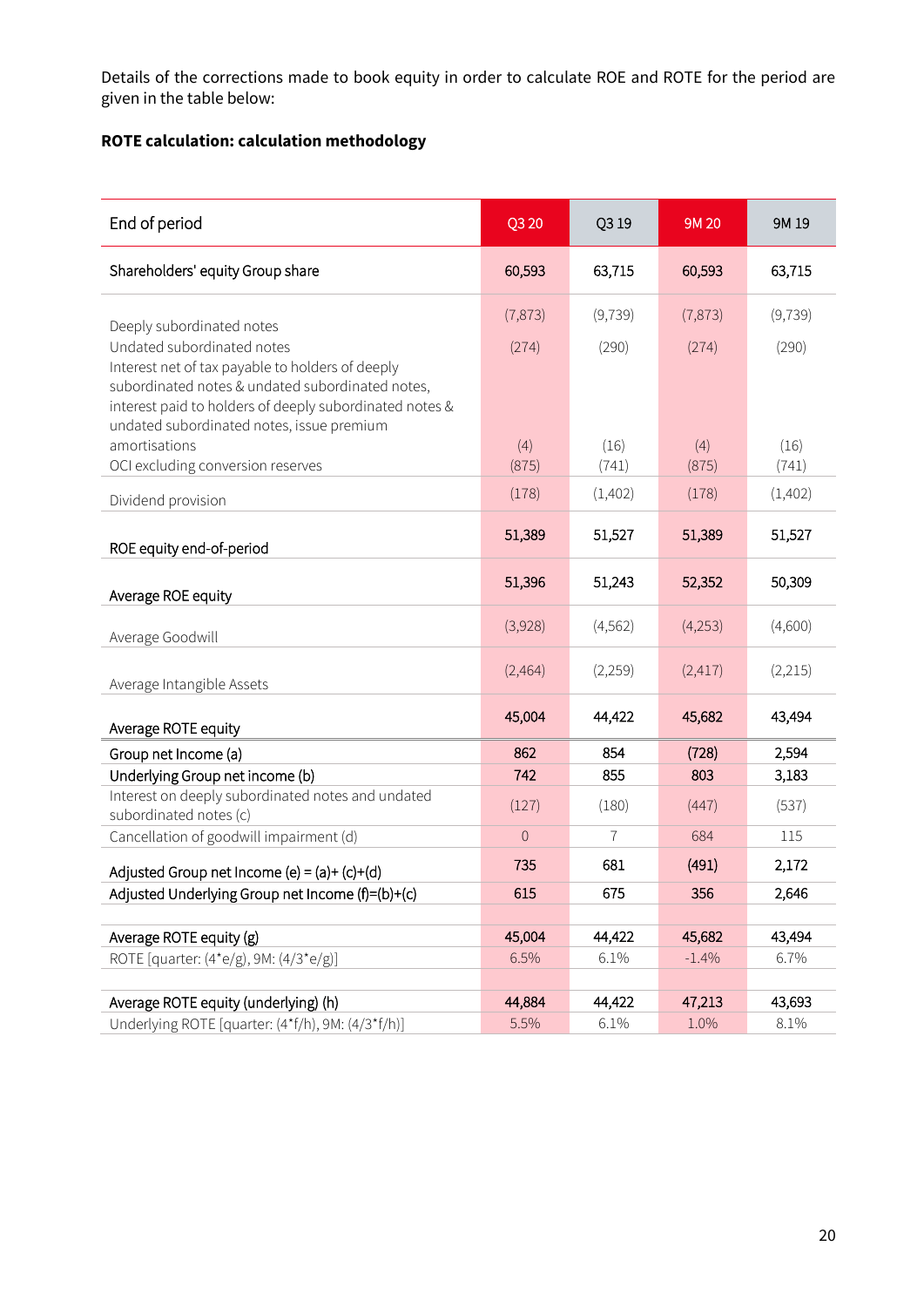Details of the corrections made to book equity in order to calculate ROE and ROTE for the period are given in the table below:

**ROTE calculation: calculation methodology**

| End of period | Q3 20 | Q3 19 | 9M 20 | 9M 19 |
|---|---|---|---|---|
| Shareholders' equity Group share | 60,593 | 63,715 | 60,593 | 63,715 |
| Deeply subordinated notes | (7,873) | (9,739) | (7,873) | (9,739) |
| Undated subordinated notes | (274) | (290) | (274) | (290) |
| Interest net of tax payable to holders of deeply subordinated notes & undated subordinated notes, interest paid to holders of deeply subordinated notes & undated subordinated notes, issue premium amortisations | (4) | (16) | (4) | (16) |
| OCI excluding conversion reserves | (875) | (741) | (875) | (741) |
| Dividend provision | (178) | (1,402) | (178) | (1,402) |
| ROE equity end-of-period | 51,389 | 51,527 | 51,389 | 51,527 |
| Average ROE equity | 51,396 | 51,243 | 52,352 | 50,309 |
| Average Goodwill | (3,928) | (4,562) | (4,253) | (4,600) |
| Average Intangible Assets | (2,464) | (2,259) | (2,417) | (2,215) |
| Average ROTE equity | 45,004 | 44,422 | 45,682 | 43,494 |
| Group net Income (a) | 862 | 854 | (728) | 2,594 |
| Underlying Group net income (b) | 742 | 855 | 803 | 3,183 |
| Interest on deeply subordinated notes and undated subordinated notes (c) | (127) | (180) | (447) | (537) |
| Cancellation of goodwill impairment (d) | 0 | 7 | 684 | 115 |
| Adjusted Group net Income (e) = (a)+ (c)+(d) | 735 | 681 | (491) | 2,172 |
| Adjusted Underlying Group net Income (f)=(b)+(c) | 615 | 675 | 356 | 2,646 |
| | | | | |
| Average ROTE equity (g) | 45,004 | 44,422 | 45,682 | 43,494 |
| ROTE [quarter: (4*e/g), 9M: (4/3*e/g)] | 6.5% | 6.1% | -1.4% | 6.7% |
| | | | | |
| Average ROTE equity (underlying) (h) | 44,884 | 44,422 | 47,213 | 43,693 |
| Underlying ROTE [quarter: (4*f/h), 9M: (4/3*f/h)] | 5.5% | 6.1% | 1.0% | 8.1% |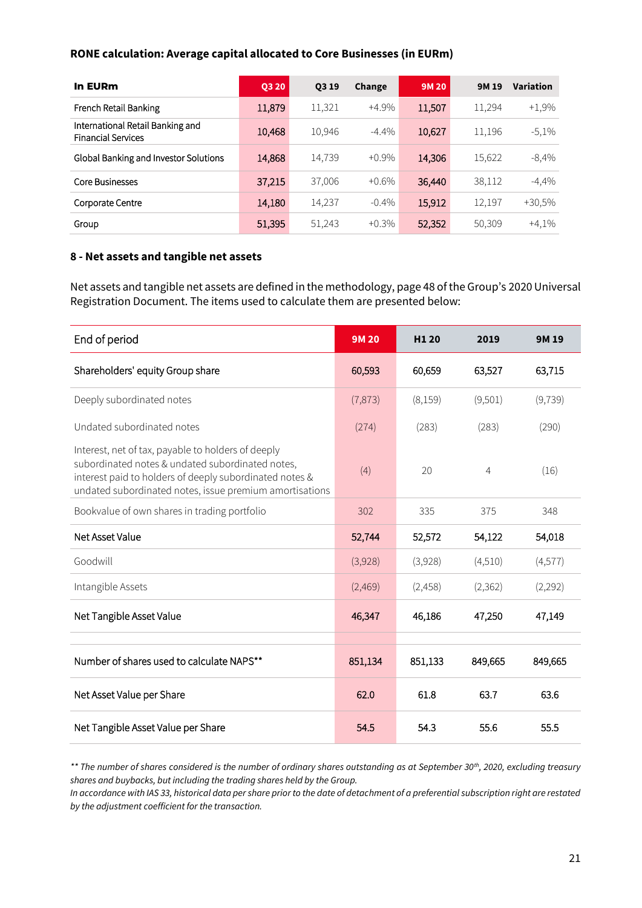**RONE calculation: Average capital allocated to Core Businesses (in EURm)**

| In EURm | Q3 20 | Q3 19 | Change | 9M 20 | 9M 19 | Variation |
|---|---|---|---|---|---|---|
| French Retail Banking | 11,879 | 11,321 | +4.9% | 11,507 | 11,294 | +1,9% |
| International Retail Banking and Financial Services | 10,468 | 10,946 | -4.4% | 10,627 | 11,196 | -5,1% |
| Global Banking and Investor Solutions | 14,868 | 14,739 | +0.9% | 14,306 | 15,622 | -8,4% |
| Core Businesses | 37,215 | 37,006 | +0.6% | 36,440 | 38,112 | -4,4% |
| Corporate Centre | 14,180 | 14,237 | -0.4% | 15,912 | 12,197 | +30,5% |
| Group | 51,395 | 51,243 | +0.3% | 52,352 | 50,309 | +4,1% |

## 8 - Net assets and tangible net assets

Net assets and tangible net assets are defined in the methodology, page 48 of the Group's 2020 Universal Registration Document. The items used to calculate them are presented below:

| End of period | 9M 20 | H1 20 | 2019 | 9M 19 |
|---|---|---|---|---|
| Shareholders' equity Group share | 60,593 | 60,659 | 63,527 | 63,715 |
| Deeply subordinated notes | (7,873) | (8,159) | (9,501) | (9,739) |
| Undated subordinated notes | (274) | (283) | (283) | (290) |
| Interest, net of tax, payable to holders of deeply subordinated notes & undated subordinated notes, interest paid to holders of deeply subordinated notes & undated subordinated notes, issue premium amortisations | (4) | 20 | 4 | (16) |
| Bookvalue of own shares in trading portfolio | 302 | 335 | 375 | 348 |
| Net Asset Value | 52,744 | 52,572 | 54,122 | 54,018 |
| Goodwill | (3,928) | (3,928) | (4,510) | (4,577) |
| Intangible Assets | (2,469) | (2,458) | (2,362) | (2,292) |
| Net Tangible Asset Value | 46,347 | 46,186 | 47,250 | 47,149 |
| | | | | |
| Number of shares used to calculate NAPS** | 851,134 | 851,133 | 849,665 | 849,665 |
| Net Asset Value per Share | 62.0 | 61.8 | 63.7 | 63.6 |
| Net Tangible Asset Value per Share | 54.5 | 54.3 | 55.6 | 55.5 |

*** The number of shares considered is the number of ordinary shares outstanding as at September 30th, 2020, excluding treasury shares and buybacks, but including the trading shares held by the Group.*
*In accordance with IAS 33, historical data per share prior to the date of detachment of a preferential subscription right are restated by the adjustment coefficient for the transaction.*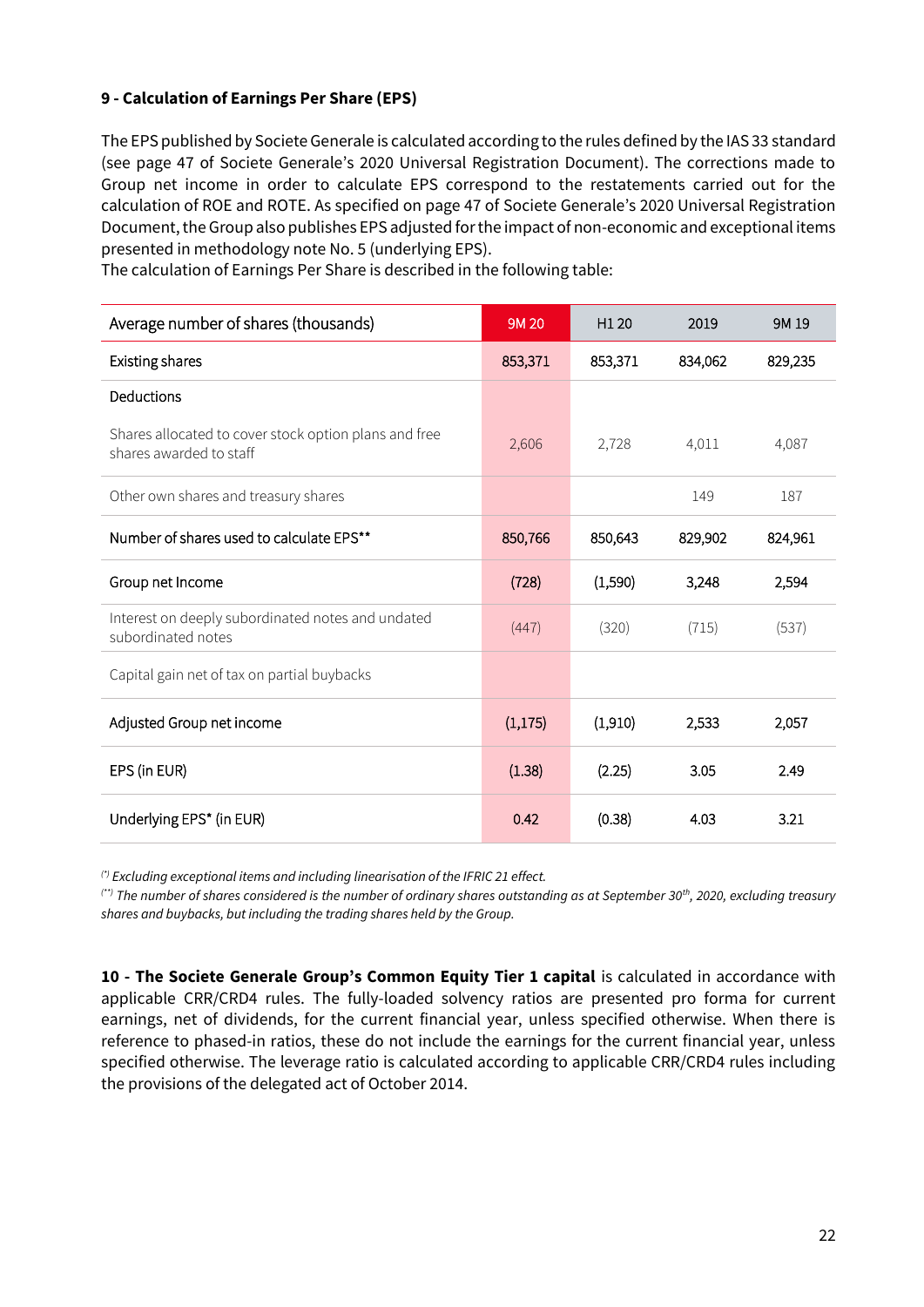**9 - Calculation of Earnings Per Share (EPS)**

The EPS published by Societe Generale is calculated according to the rules defined by the IAS 33 standard (see page 47 of Societe Generale's 2020 Universal Registration Document). The corrections made to Group net income in order to calculate EPS correspond to the restatements carried out for the calculation of ROE and ROTE. As specified on page 47 of Societe Generale's 2020 Universal Registration Document, the Group also publishes EPS adjusted for the impact of non-economic and exceptional items presented in methodology note No. 5 (underlying EPS).

The calculation of Earnings Per Share is described in the following table:

| Average number of shares (thousands) | 9M 20 | H1 20 | 2019 | 9M 19 |
|---|---|---|---|---|
| Existing shares | 853,371 | 853,371 | 834,062 | 829,235 |
| Deductions | | | | |
| Shares allocated to cover stock option plans and free shares awarded to staff | 2,606 | 2,728 | 4,011 | 4,087 |
| Other own shares and treasury shares | | | 149 | 187 |
| Number of shares used to calculate EPS** | 850,766 | 850,643 | 829,902 | 824,961 |
| Group net Income | (728) | (1,590) | 3,248 | 2,594 |
| Interest on deeply subordinated notes and undated subordinated notes | (447) | (320) | (715) | (537) |
| Capital gain net of tax on partial buybacks | | | | |
| Adjusted Group net income | (1,175) | (1,910) | 2,533 | 2,057 |
| EPS (in EUR) | (1.38) | (2.25) | 3.05 | 2.49 |
| Underlying EPS* (in EUR) | 0.42 | (0.38) | 4.03 | 3.21 |

*(\*) Excluding exceptional items and including linearisation of the IFRIC 21 effect.*

*(\*\*) The number of shares considered is the number of ordinary shares outstanding as at September 30th, 2020, excluding treasury shares and buybacks, but including the trading shares held by the Group.*

**10 - The Societe Generale Group's Common Equity Tier 1 capital** is calculated in accordance with applicable CRR/CRD4 rules. The fully-loaded solvency ratios are presented pro forma for current earnings, net of dividends, for the current financial year, unless specified otherwise. When there is reference to phased-in ratios, these do not include the earnings for the current financial year, unless specified otherwise. The leverage ratio is calculated according to applicable CRR/CRD4 rules including the provisions of the delegated act of October 2014.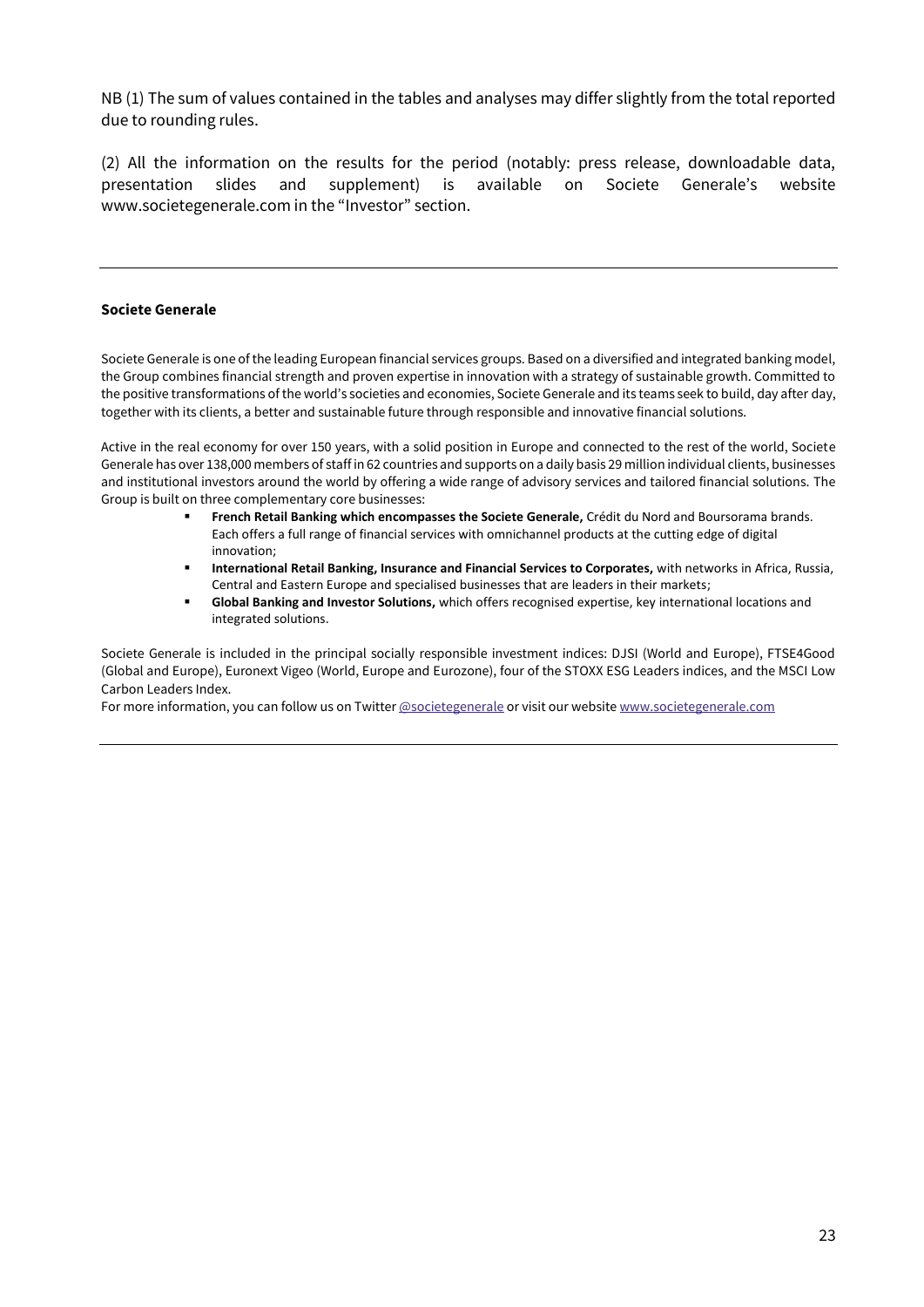NB (1) The sum of values contained in the tables and analyses may differ slightly from the total reported due to rounding rules.

(2) All the information on the results for the period (notably: press release, downloadable data, presentation slides and supplement) is available on Societe Generale's website www.societegenerale.com in the "Investor" section.

---

**Societe Generale**

Societe Generale is one of the leading European financial services groups. Based on a diversified and integrated banking model, the Group combines financial strength and proven expertise in innovation with a strategy of sustainable growth. Committed to the positive transformations of the world's societies and economies, Societe Generale and its teams seek to build, day after day, together with its clients, a better and sustainable future through responsible and innovative financial solutions.

Active in the real economy for over 150 years, with a solid position in Europe and connected to the rest of the world, Societe Generale has over 138,000 members of staff in 62 countries and supports on a daily basis 29 million individual clients, businesses and institutional investors around the world by offering a wide range of advisory services and tailored financial solutions. The Group is built on three complementary core businesses:

- **French Retail Banking which encompasses the Societe Generale,** Crédit du Nord and Boursorama brands. Each offers a full range of financial services with omnichannel products at the cutting edge of digital innovation;
- **International Retail Banking, Insurance and Financial Services to Corporates,** with networks in Africa, Russia, Central and Eastern Europe and specialised businesses that are leaders in their markets;
- **Global Banking and Investor Solutions,** which offers recognised expertise, key international locations and integrated solutions.

Societe Generale is included in the principal socially responsible investment indices: DJSI (World and Europe), FTSE4Good (Global and Europe), Euronext Vigeo (World, Europe and Eurozone), four of the STOXX ESG Leaders indices, and the MSCI Low Carbon Leaders Index.

For more information, you can follow us on Twitter @societegenerale or visit our website www.societegenerale.com

---